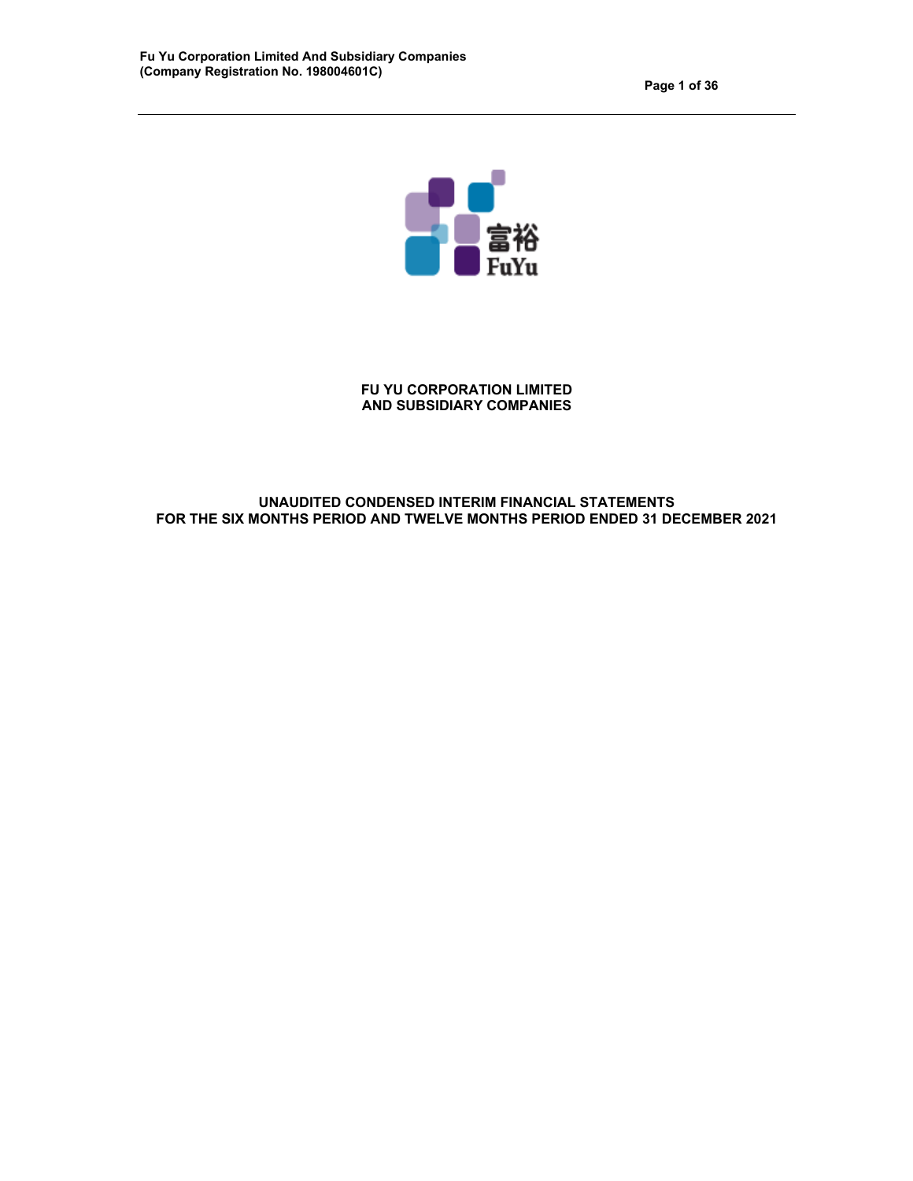# FU YU CORPORATION LIMITED AND SUBSIDIARY COMPANIES

## UNAUDITED CONDENSED INTERIM FINANCIAL STATEMENTS FOR THE SIX MONTHS PERIOD AND TWELVE MONTHS PERIOD ENDED 31 DECEMBER 2021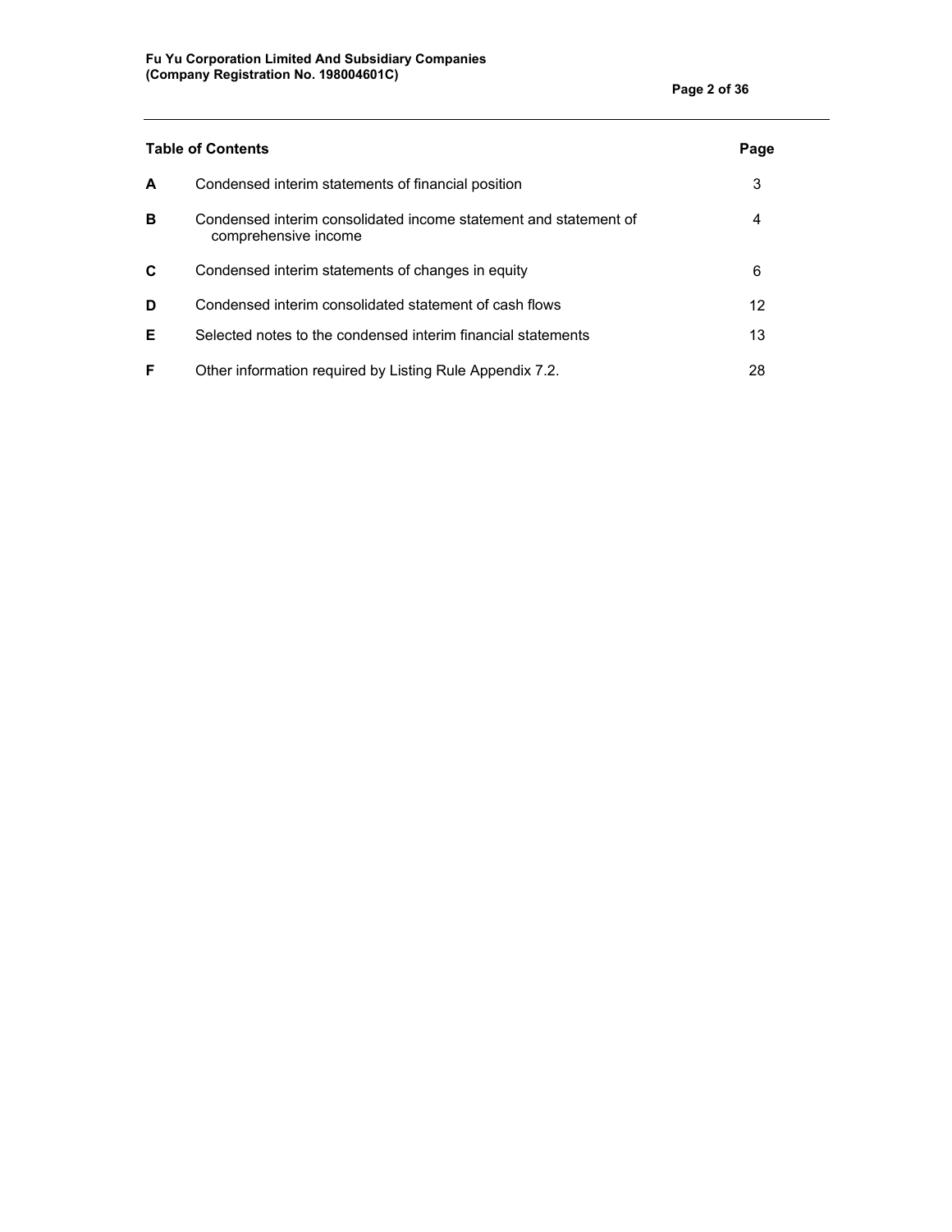| Table of Contents | | Page |
|---|---|---|
| **A** | Condensed interim statements of financial position | 3 |
| **B** | Condensed interim consolidated income statement and statement of comprehensive income | 4 |
| **C** | Condensed interim statements of changes in equity | 6 |
| **D** | Condensed interim consolidated statement of cash flows | 12 |
| **E** | Selected notes to the condensed interim financial statements | 13 |
| **F** | Other information required by Listing Rule Appendix 7.2. | 28 |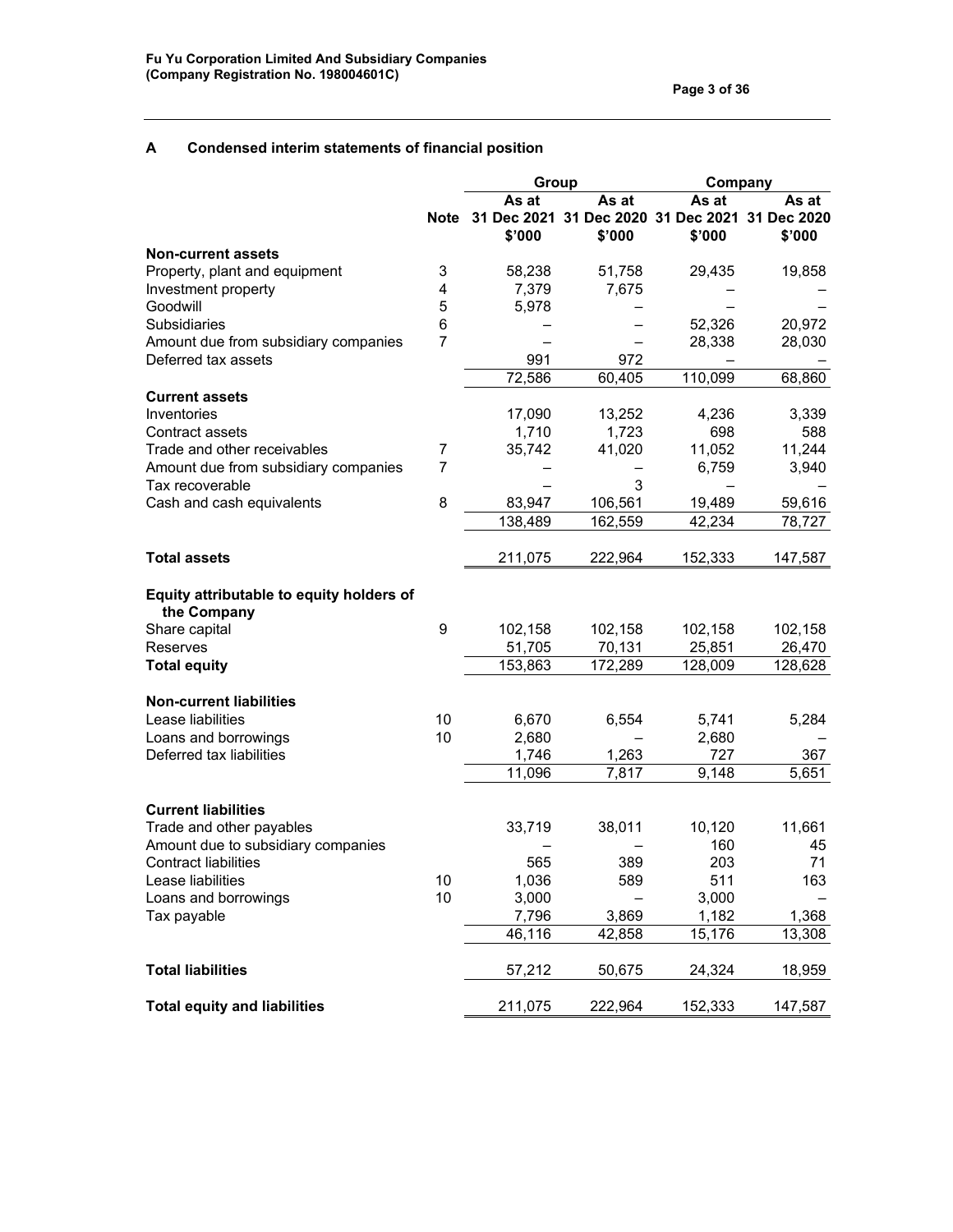Fu Yu Corporation Limited And Subsidiary Companies
(Company Registration No. 198004601C)

## A Condensed interim statements of financial position

| | Note | Group | | Company | |
|---|---|---|---|---|---|
| | | As at 31 Dec 2021 | As at 31 Dec 2020 | As at 31 Dec 2021 | As at 31 Dec 2020 |
| | | $'000 | $'000 | $'000 | $'000 |
| **Non-current assets** | | | | | |
| Property, plant and equipment | 3 | 58,238 | 51,758 | 29,435 | 19,858 |
| Investment property | 4 | 7,379 | 7,675 | – | – |
| Goodwill | 5 | 5,978 | – | – | – |
| Subsidiaries | 6 | – | – | 52,326 | 20,972 |
| Amount due from subsidiary companies | 7 | – | – | 28,338 | 28,030 |
| Deferred tax assets | | 991 | 972 | – | – |
| | | 72,586 | 60,405 | 110,099 | 68,860 |
| **Current assets** | | | | | |
| Inventories | | 17,090 | 13,252 | 4,236 | 3,339 |
| Contract assets | | 1,710 | 1,723 | 698 | 588 |
| Trade and other receivables | 7 | 35,742 | 41,020 | 11,052 | 11,244 |
| Amount due from subsidiary companies | 7 | – | – | 6,759 | 3,940 |
| Tax recoverable | | – | 3 | – | – |
| Cash and cash equivalents | 8 | 83,947 | 106,561 | 19,489 | 59,616 |
| | | 138,489 | 162,559 | 42,234 | 78,727 |
| **Total assets** | | 211,075 | 222,964 | 152,333 | 147,587 |
| **Equity attributable to equity holders of the Company** | | | | | |
| Share capital | 9 | 102,158 | 102,158 | 102,158 | 102,158 |
| Reserves | | 51,705 | 70,131 | 25,851 | 26,470 |
| **Total equity** | | 153,863 | 172,289 | 128,009 | 128,628 |
| **Non-current liabilities** | | | | | |
| Lease liabilities | 10 | 6,670 | 6,554 | 5,741 | 5,284 |
| Loans and borrowings | 10 | 2,680 | – | 2,680 | – |
| Deferred tax liabilities | | 1,746 | 1,263 | 727 | 367 |
| | | 11,096 | 7,817 | 9,148 | 5,651 |
| **Current liabilities** | | | | | |
| Trade and other payables | | 33,719 | 38,011 | 10,120 | 11,661 |
| Amount due to subsidiary companies | | – | – | 160 | 45 |
| Contract liabilities | | 565 | 389 | 203 | 71 |
| Lease liabilities | 10 | 1,036 | 589 | 511 | 163 |
| Loans and borrowings | 10 | 3,000 | – | 3,000 | – |
| Tax payable | | 7,796 | 3,869 | 1,182 | 1,368 |
| | | 46,116 | 42,858 | 15,176 | 13,308 |
| **Total liabilities** | | 57,212 | 50,675 | 24,324 | 18,959 |
| **Total equity and liabilities** | | 211,075 | 222,964 | 152,333 | 147,587 |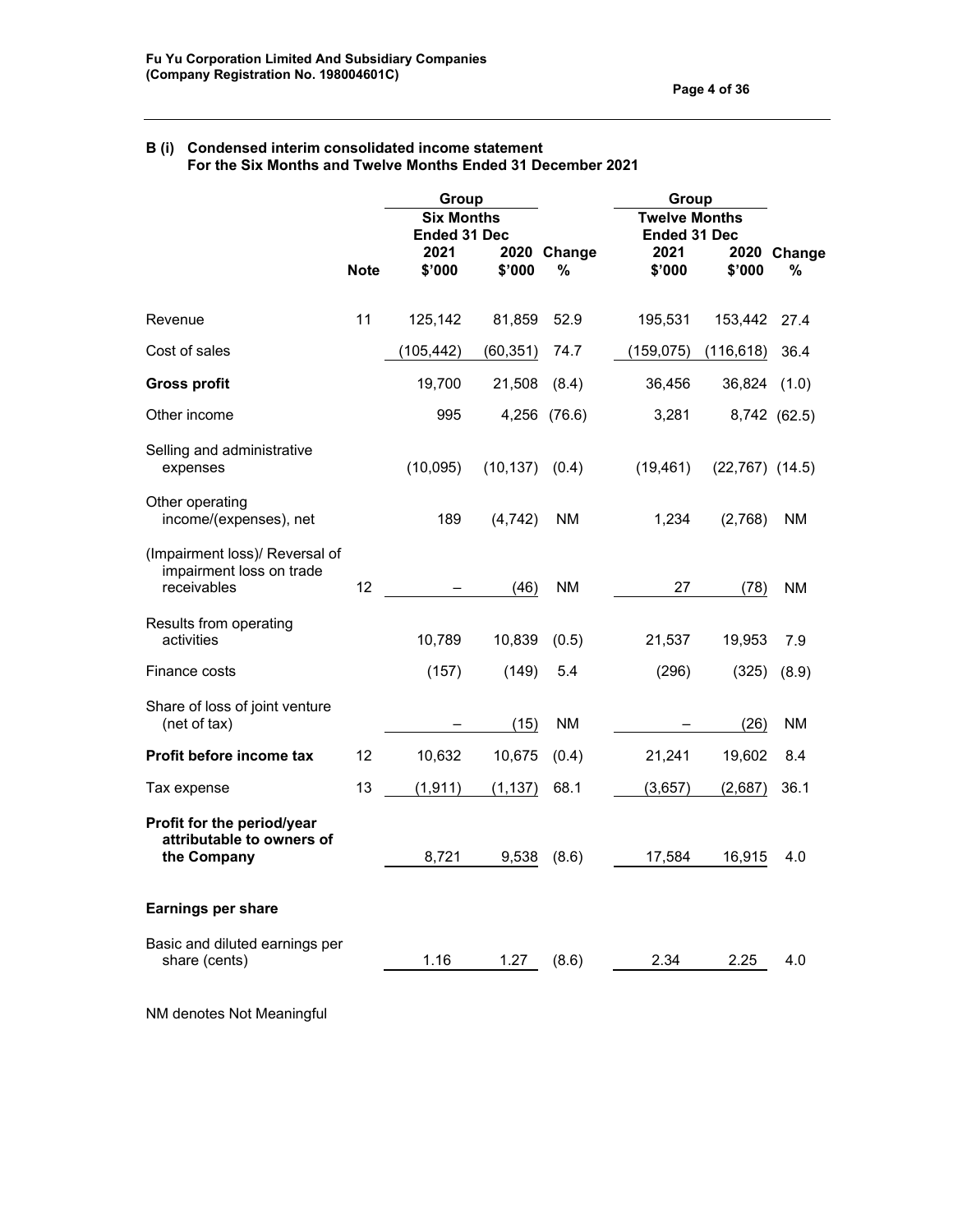**B (i) Condensed interim consolidated income statement**
**For the Six Months and Twelve Months Ended 31 December 2021**

| | | Group | | | Group | | |
|---|---|---|---|---|---|---|---|
| | | Six Months Ended 31 Dec | | | Twelve Months Ended 31 Dec | | |
| | Note | 2021 $'000 | 2020 $'000 | Change % | 2021 $'000 | 2020 $'000 | Change % |
| Revenue | 11 | 125,142 | 81,859 | 52.9 | 195,531 | 153,442 | 27.4 |
| Cost of sales | | (105,442) | (60,351) | 74.7 | (159,075) | (116,618) | 36.4 |
| **Gross profit** | | 19,700 | 21,508 | (8.4) | 36,456 | 36,824 | (1.0) |
| Other income | | 995 | 4,256 | (76.6) | 3,281 | 8,742 | (62.5) |
| Selling and administrative expenses | | (10,095) | (10,137) | (0.4) | (19,461) | (22,767) | (14.5) |
| Other operating income/(expenses), net | | 189 | (4,742) | NM | 1,234 | (2,768) | NM |
| (Impairment loss)/ Reversal of impairment loss on trade receivables | 12 | – | (46) | NM | 27 | (78) | NM |
| Results from operating activities | | 10,789 | 10,839 | (0.5) | 21,537 | 19,953 | 7.9 |
| Finance costs | | (157) | (149) | 5.4 | (296) | (325) | (8.9) |
| Share of loss of joint venture (net of tax) | | – | (15) | NM | – | (26) | NM |
| **Profit before income tax** | 12 | 10,632 | 10,675 | (0.4) | 21,241 | 19,602 | 8.4 |
| Tax expense | 13 | (1,911) | (1,137) | 68.1 | (3,657) | (2,687) | 36.1 |
| **Profit for the period/year attributable to owners of the Company** | | 8,721 | 9,538 | (8.6) | 17,584 | 16,915 | 4.0 |
| **Earnings per share** | | | | | | | |
| Basic and diluted earnings per share (cents) | | 1.16 | 1.27 | (8.6) | 2.34 | 2.25 | 4.0 |

NM denotes Not Meaningful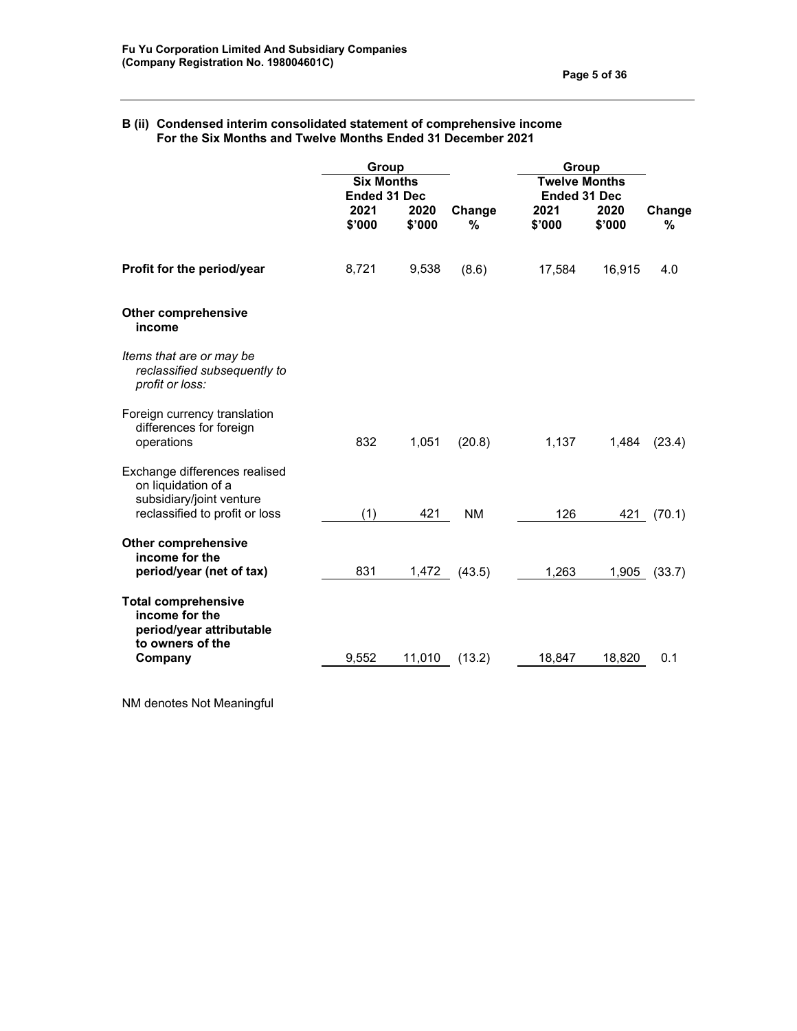**B (ii) Condensed interim consolidated statement of comprehensive income For the Six Months and Twelve Months Ended 31 December 2021**

| | Group | | | Group | | |
|---|---|---|---|---|---|---|
| | Six Months Ended 31 Dec | | | Twelve Months Ended 31 Dec | | |
| | 2021 $'000 | 2020 $'000 | Change % | 2021 $'000 | 2020 $'000 | Change % |
| **Profit for the period/year** | 8,721 | 9,538 | (8.6) | 17,584 | 16,915 | 4.0 |
| **Other comprehensive income** | | | | | | |
| *Items that are or may be reclassified subsequently to profit or loss:* | | | | | | |
| Foreign currency translation differences for foreign operations | 832 | 1,051 | (20.8) | 1,137 | 1,484 | (23.4) |
| Exchange differences realised on liquidation of a subsidiary/joint venture reclassified to profit or loss | (1) | 421 | NM | 126 | 421 | (70.1) |
| **Other comprehensive income for the period/year (net of tax)** | 831 | 1,472 | (43.5) | 1,263 | 1,905 | (33.7) |
| **Total comprehensive income for the period/year attributable to owners of the Company** | 9,552 | 11,010 | (13.2) | 18,847 | 18,820 | 0.1 |

NM denotes Not Meaningful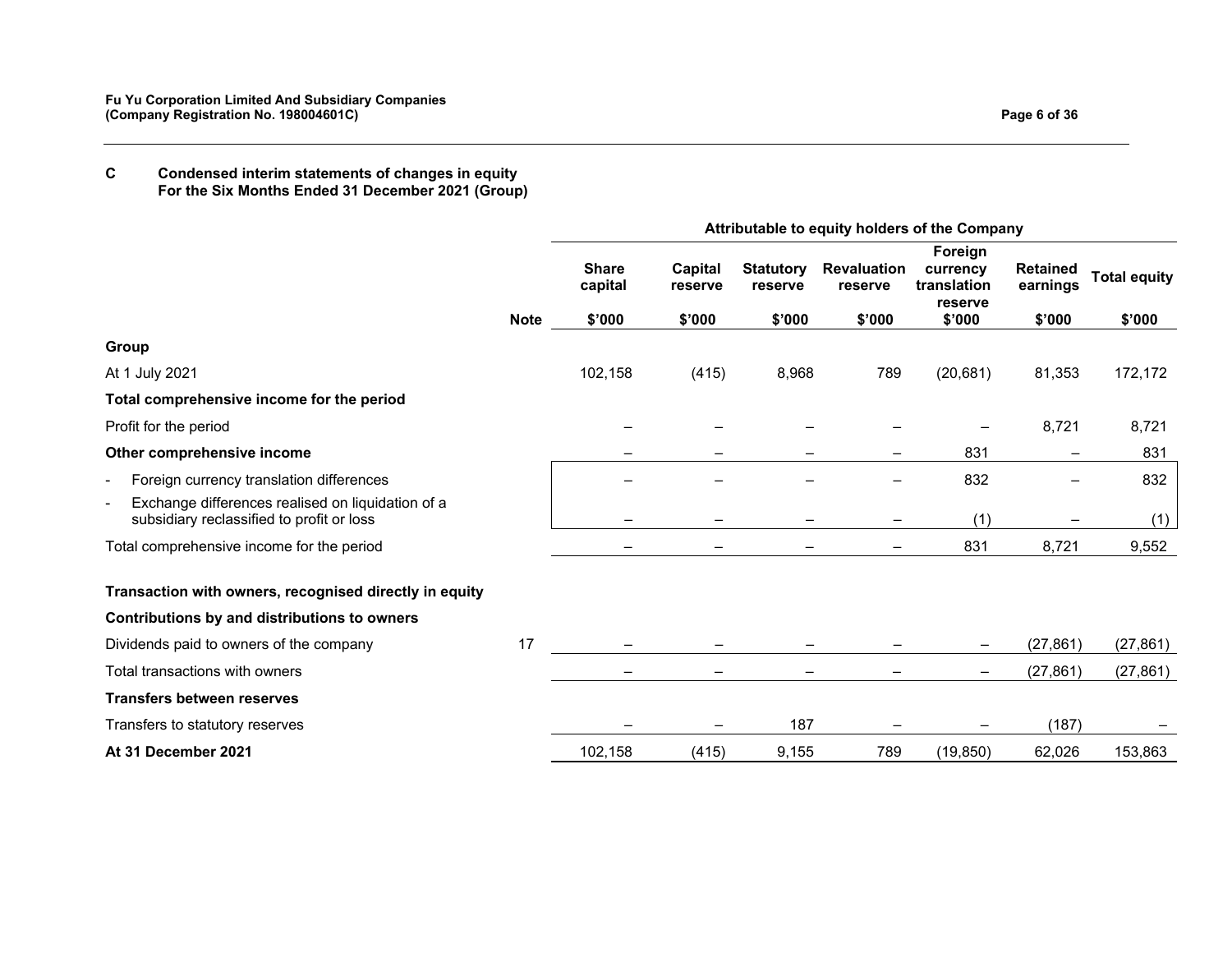**C Condensed interim statements of changes in equity**
**For the Six Months Ended 31 December 2021 (Group)**

| | | Attributable to equity holders of the Company | | | | | | |
|---|---|---|---|---|---|---|---|---|
| | Note | Share capital<br>$'000 | Capital reserve<br>$'000 | Statutory reserve<br>$'000 | Revaluation reserve<br>$'000 | Foreign currency translation reserve<br>$'000 | Retained earnings<br>$'000 | Total equity<br>$'000 |
| **Group** | | | | | | | | |
| At 1 July 2021 | | 102,158 | (415) | 8,968 | 789 | (20,681) | 81,353 | 172,172 |
| **Total comprehensive income for the period** | | | | | | | | |
| Profit for the period | | – | – | – | – | – | 8,721 | 8,721 |
| **Other comprehensive income** | | – | – | – | – | 831 | – | 831 |
| - Foreign currency translation differences | | – | – | – | – | 832 | – | 832 |
| - Exchange differences realised on liquidation of a subsidiary reclassified to profit or loss | | – | – | – | – | (1) | – | (1) |
| Total comprehensive income for the period | | – | – | – | – | 831 | 8,721 | 9,552 |
| **Transaction with owners, recognised directly in equity** | | | | | | | | |
| **Contributions by and distributions to owners** | | | | | | | | |
| Dividends paid to owners of the company | 17 | – | – | – | – | – | (27,861) | (27,861) |
| Total transactions with owners | | – | – | – | – | – | (27,861) | (27,861) |
| **Transfers between reserves** | | | | | | | | |
| Transfers to statutory reserves | | – | – | 187 | – | – | (187) | – |
| **At 31 December 2021** | | 102,158 | (415) | 9,155 | 789 | (19,850) | 62,026 | 153,863 |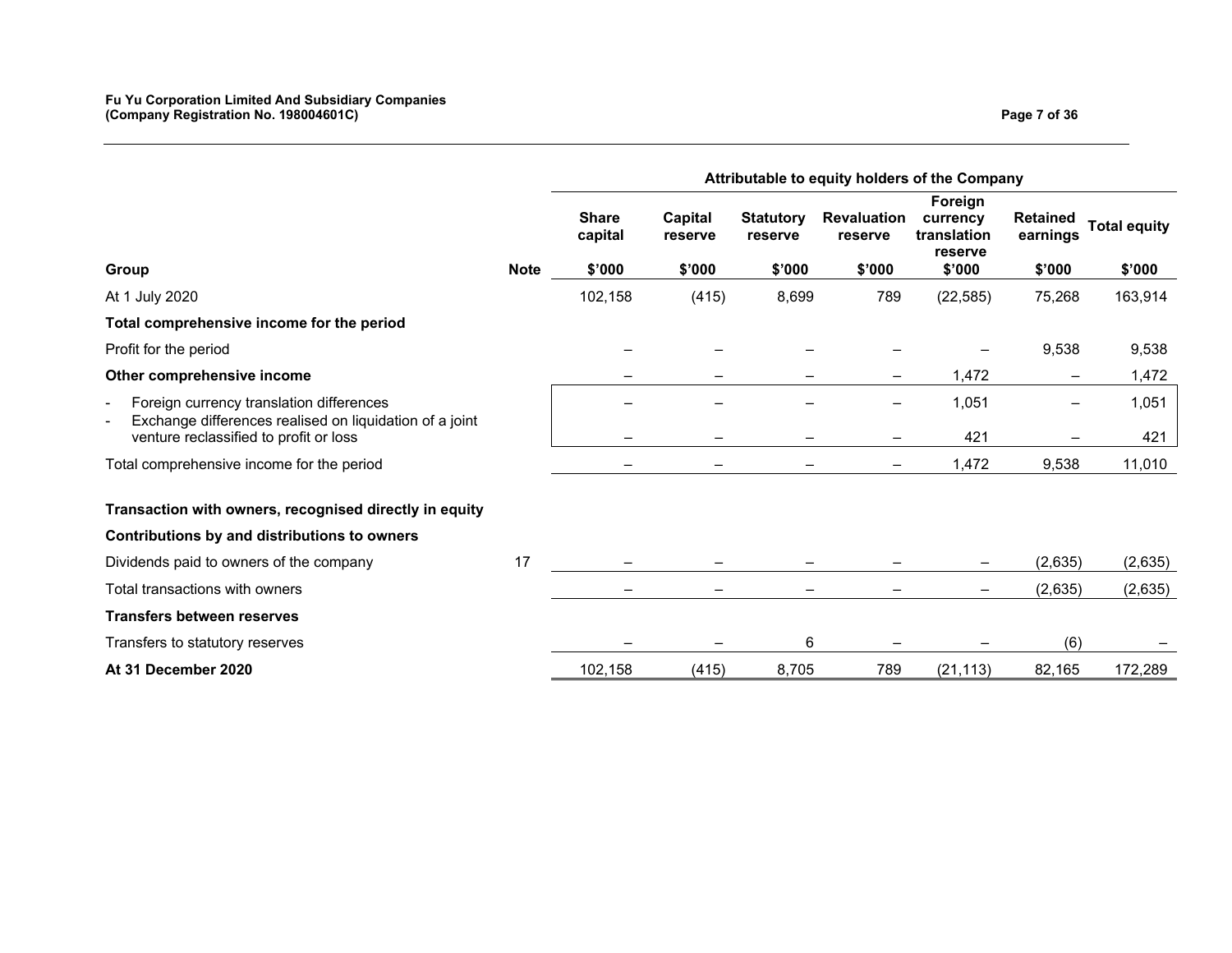| Group | Note | Share capital | Capital reserve | Statutory reserve | Revaluation reserve | Foreign currency translation reserve | Retained earnings | Total equity |
|---|---|---|---|---|---|---|---|---|
| | | Attributable to equity holders of the Company | | | | | | |
| | | $'000 | $'000 | $'000 | $'000 | $'000 | $'000 | $'000 |
| At 1 July 2020 | | 102,158 | (415) | 8,699 | 789 | (22,585) | 75,268 | 163,914 |
| **Total comprehensive income for the period** | | | | | | | | |
| Profit for the period | | – | – | – | – | – | 9,538 | 9,538 |
| **Other comprehensive income** | | – | – | – | – | 1,472 | – | 1,472 |
| - Foreign currency translation differences | | – | – | – | – | 1,051 | – | 1,051 |
| - Exchange differences realised on liquidation of a joint venture reclassified to profit or loss | | – | – | – | – | 421 | – | 421 |
| Total comprehensive income for the period | | – | – | – | – | 1,472 | 9,538 | 11,010 |
| **Transaction with owners, recognised directly in equity** | | | | | | | | |
| **Contributions by and distributions to owners** | | | | | | | | |
| Dividends paid to owners of the company | 17 | – | – | – | – | – | (2,635) | (2,635) |
| Total transactions with owners | | – | – | – | – | – | (2,635) | (2,635) |
| **Transfers between reserves** | | | | | | | | |
| Transfers to statutory reserves | | – | – | 6 | – | – | (6) | – |
| **At 31 December 2020** | | 102,158 | (415) | 8,705 | 789 | (21,113) | 82,165 | 172,289 |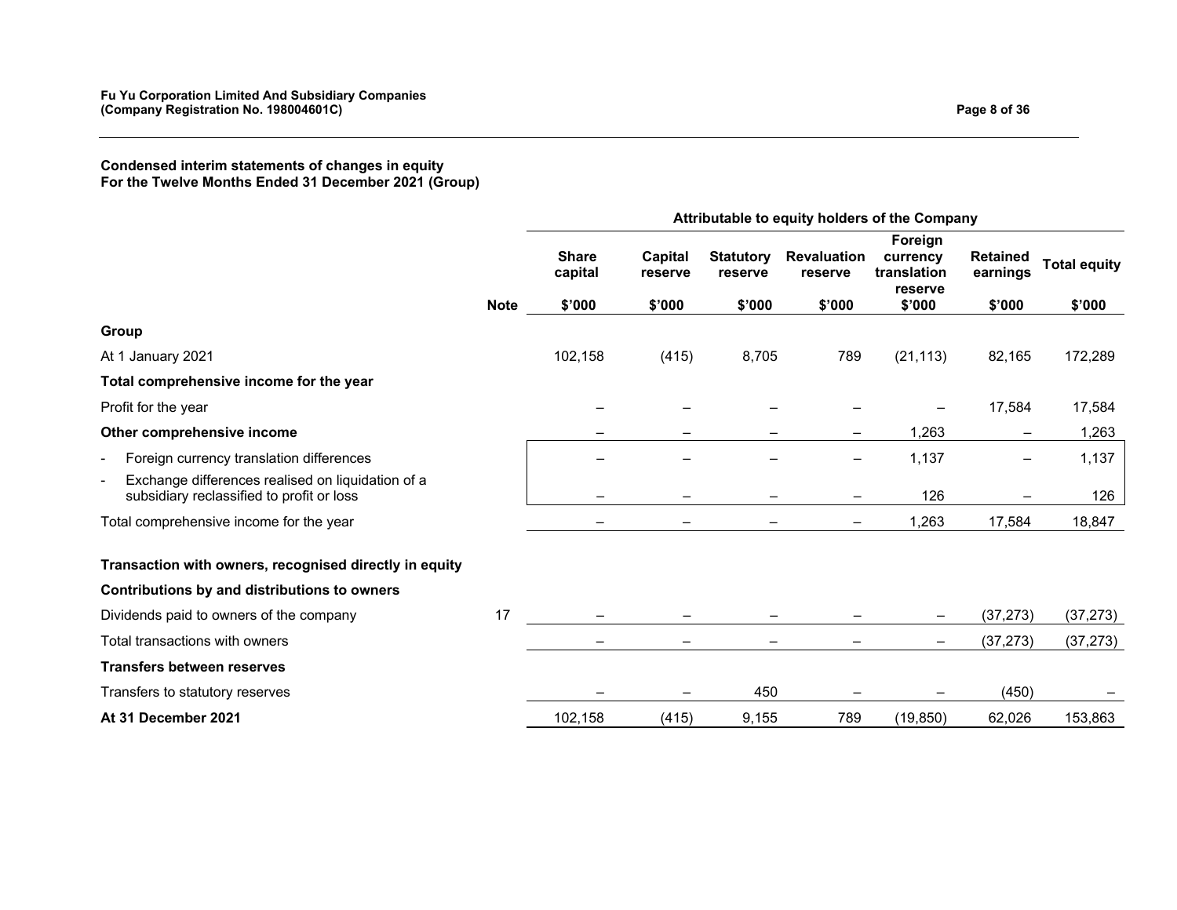**Condensed interim statements of changes in equity**
**For the Twelve Months Ended 31 December 2021 (Group)**

| | | Attributable to equity holders of the Company | | | | | | |
|---|---|---|---|---|---|---|---|---|
| | | Share capital | Capital reserve | Statutory reserve | Revaluation reserve | Foreign currency translation reserve | Retained earnings | Total equity |
| | Note | $'000 | $'000 | $'000 | $'000 | $'000 | $'000 | $'000 |
| **Group** | | | | | | | | |
| At 1 January 2021 | | 102,158 | (415) | 8,705 | 789 | (21,113) | 82,165 | 172,289 |
| **Total comprehensive income for the year** | | | | | | | | |
| Profit for the year | | – | – | – | – | – | 17,584 | 17,584 |
| **Other comprehensive income** | | – | – | – | – | 1,263 | – | 1,263 |
| - Foreign currency translation differences | | – | – | – | – | 1,137 | – | 1,137 |
| - Exchange differences realised on liquidation of a subsidiary reclassified to profit or loss | | – | – | – | – | 126 | – | 126 |
| Total comprehensive income for the year | | – | – | – | – | 1,263 | 17,584 | 18,847 |
| **Transaction with owners, recognised directly in equity** | | | | | | | | |
| **Contributions by and distributions to owners** | | | | | | | | |
| Dividends paid to owners of the company | 17 | – | – | – | – | – | (37,273) | (37,273) |
| Total transactions with owners | | – | – | – | – | – | (37,273) | (37,273) |
| **Transfers between reserves** | | | | | | | | |
| Transfers to statutory reserves | | – | – | 450 | – | – | (450) | – |
| **At 31 December 2021** | | 102,158 | (415) | 9,155 | 789 | (19,850) | 62,026 | 153,863 |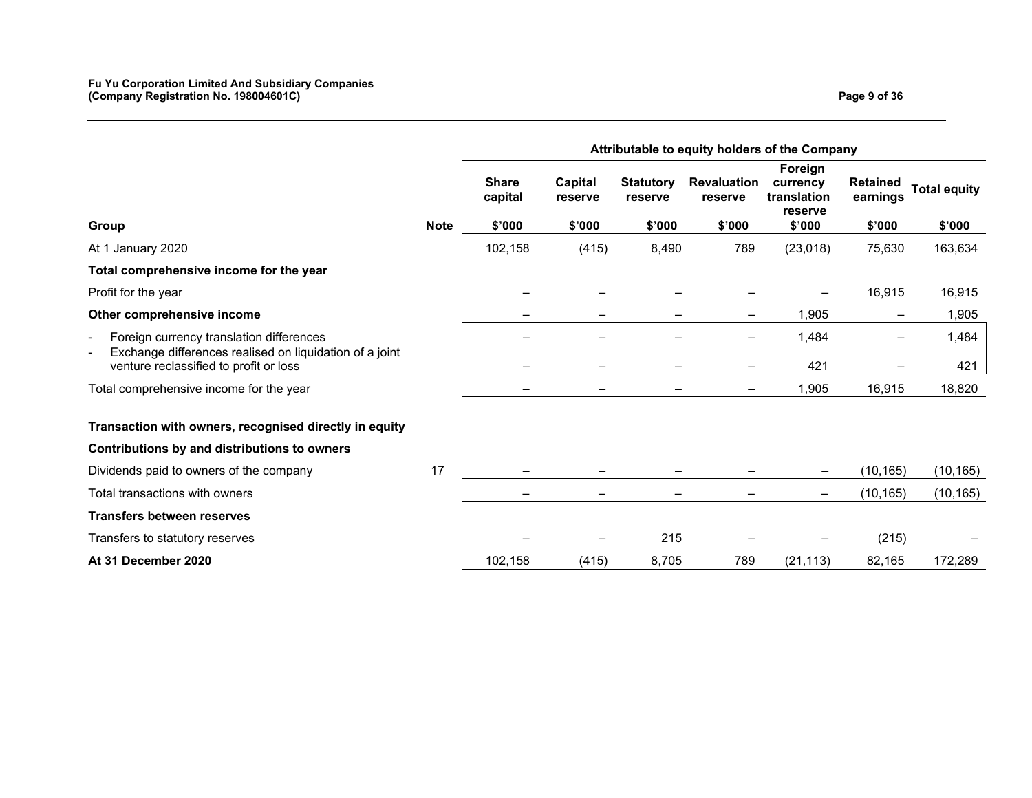| Group | Note | Share capital | Capital reserve | Statutory reserve | Revaluation reserve | Foreign currency translation reserve | Retained earnings | Total equity |
|---|---|---|---|---|---|---|---|---|
| | | Attributable to equity holders of the Company | | | | | | |
| | | $'000 | $'000 | $'000 | $'000 | $'000 | $'000 | $'000 |
| At 1 January 2020 | | 102,158 | (415) | 8,490 | 789 | (23,018) | 75,630 | 163,634 |
| **Total comprehensive income for the year** | | | | | | | | |
| Profit for the year | | – | – | – | – | – | 16,915 | 16,915 |
| **Other comprehensive income** | | – | – | – | – | 1,905 | – | 1,905 |
| - Foreign currency translation differences | | – | – | – | – | 1,484 | – | 1,484 |
| - Exchange differences realised on liquidation of a joint venture reclassified to profit or loss | | – | – | – | – | 421 | – | 421 |
| Total comprehensive income for the year | | – | – | – | – | 1,905 | 16,915 | 18,820 |
| **Transaction with owners, recognised directly in equity** | | | | | | | | |
| **Contributions by and distributions to owners** | | | | | | | | |
| Dividends paid to owners of the company | 17 | – | – | – | – | – | (10,165) | (10,165) |
| Total transactions with owners | | – | – | – | – | – | (10,165) | (10,165) |
| **Transfers between reserves** | | | | | | | | |
| Transfers to statutory reserves | | – | – | 215 | – | – | (215) | – |
| **At 31 December 2020** | | 102,158 | (415) | 8,705 | 789 | (21,113) | 82,165 | 172,289 |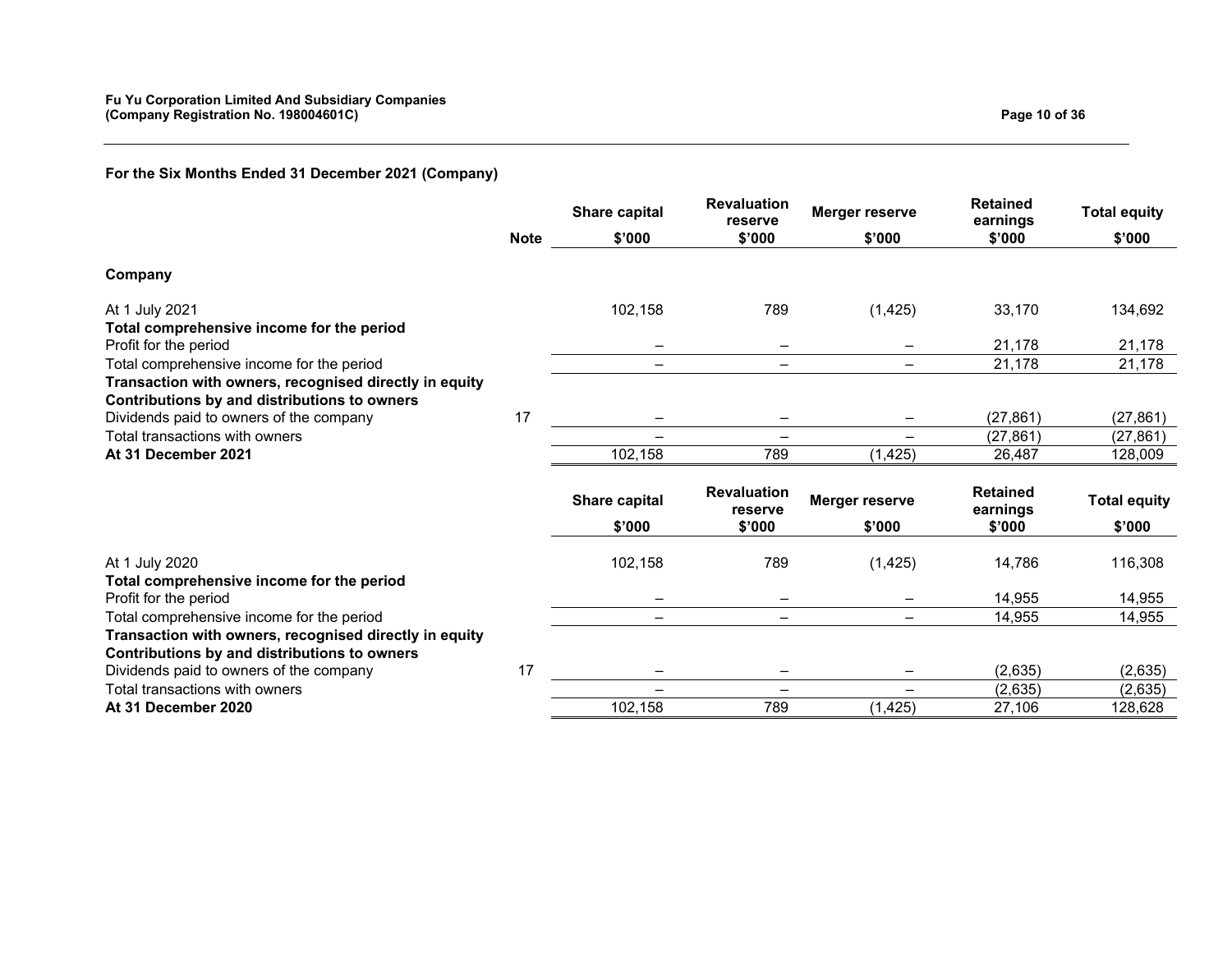**For the Six Months Ended 31 December 2021 (Company)**

| | Note | Share capital<br>$'000 | Revaluation reserve<br>$'000 | Merger reserve<br>$'000 | Retained earnings<br>$'000 | Total equity<br>$'000 |
|---|---|---|---|---|---|---|
| **Company** | | | | | | |
| At 1 July 2021 | | 102,158 | 789 | (1,425) | 33,170 | 134,692 |
| **Total comprehensive income for the period** | | | | | | |
| Profit for the period | | – | – | – | 21,178 | 21,178 |
| Total comprehensive income for the period | | – | – | – | 21,178 | 21,178 |
| **Transaction with owners, recognised directly in equity** | | | | | | |
| **Contributions by and distributions to owners** | | | | | | |
| Dividends paid to owners of the company | 17 | – | – | – | (27,861) | (27,861) |
| Total transactions with owners | | – | – | – | (27,861) | (27,861) |
| **At 31 December 2021** | | 102,158 | 789 | (1,425) | 26,487 | 128,009 |

| | Note | Share capital<br>$'000 | Revaluation reserve<br>$'000 | Merger reserve<br>$'000 | Retained earnings<br>$'000 | Total equity<br>$'000 |
|---|---|---|---|---|---|---|
| At 1 July 2020 | | 102,158 | 789 | (1,425) | 14,786 | 116,308 |
| **Total comprehensive income for the period** | | | | | | |
| Profit for the period | | – | – | – | 14,955 | 14,955 |
| Total comprehensive income for the period | | – | – | – | 14,955 | 14,955 |
| **Transaction with owners, recognised directly in equity** | | | | | | |
| **Contributions by and distributions to owners** | | | | | | |
| Dividends paid to owners of the company | 17 | – | – | – | (2,635) | (2,635) |
| Total transactions with owners | | – | – | – | (2,635) | (2,635) |
| **At 31 December 2020** | | 102,158 | 789 | (1,425) | 27,106 | 128,628 |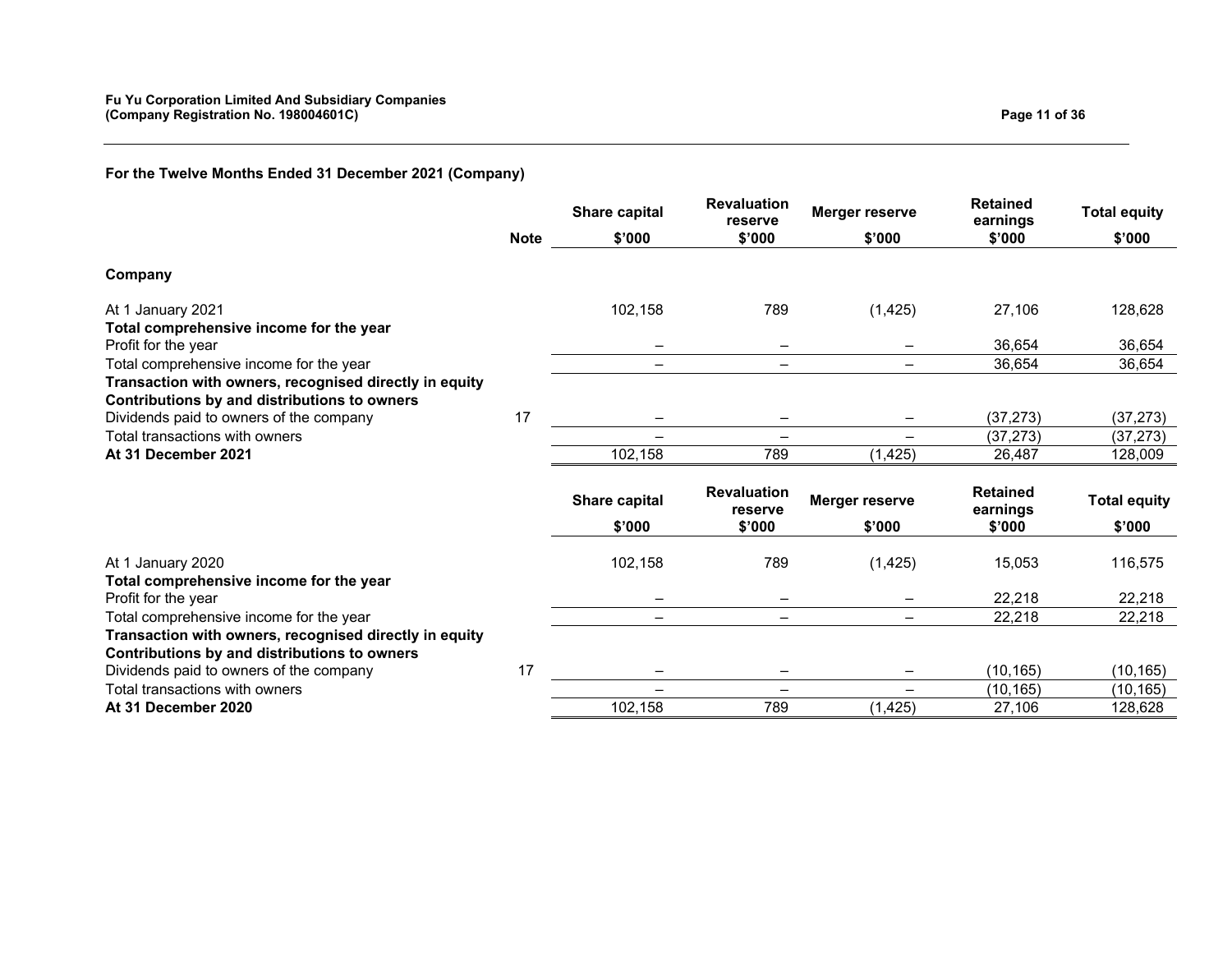**For the Twelve Months Ended 31 December 2021 (Company)**

| | Note | Share capital $'000 | Revaluation reserve $'000 | Merger reserve $'000 | Retained earnings $'000 | Total equity $'000 |
|---|---|---|---|---|---|---|
| **Company** | | | | | | |
| At 1 January 2021 | | 102,158 | 789 | (1,425) | 27,106 | 128,628 |
| **Total comprehensive income for the year** | | | | | | |
| Profit for the year | | – | – | – | 36,654 | 36,654 |
| Total comprehensive income for the year | | – | – | – | 36,654 | 36,654 |
| **Transaction with owners, recognised directly in equity** | | | | | | |
| **Contributions by and distributions to owners** | | | | | | |
| Dividends paid to owners of the company | 17 | – | – | – | (37,273) | (37,273) |
| Total transactions with owners | | – | – | – | (37,273) | (37,273) |
| **At 31 December 2021** | | 102,158 | 789 | (1,425) | 26,487 | 128,009 |

| | Note | Share capital $'000 | Revaluation reserve $'000 | Merger reserve $'000 | Retained earnings $'000 | Total equity $'000 |
|---|---|---|---|---|---|---|
| At 1 January 2020 | | 102,158 | 789 | (1,425) | 15,053 | 116,575 |
| **Total comprehensive income for the year** | | | | | | |
| Profit for the year | | – | – | – | 22,218 | 22,218 |
| Total comprehensive income for the year | | – | – | – | 22,218 | 22,218 |
| **Transaction with owners, recognised directly in equity** | | | | | | |
| **Contributions by and distributions to owners** | | | | | | |
| Dividends paid to owners of the company | 17 | – | – | – | (10,165) | (10,165) |
| Total transactions with owners | | – | – | – | (10,165) | (10,165) |
| **At 31 December 2020** | | 102,158 | 789 | (1,425) | 27,106 | 128,628 |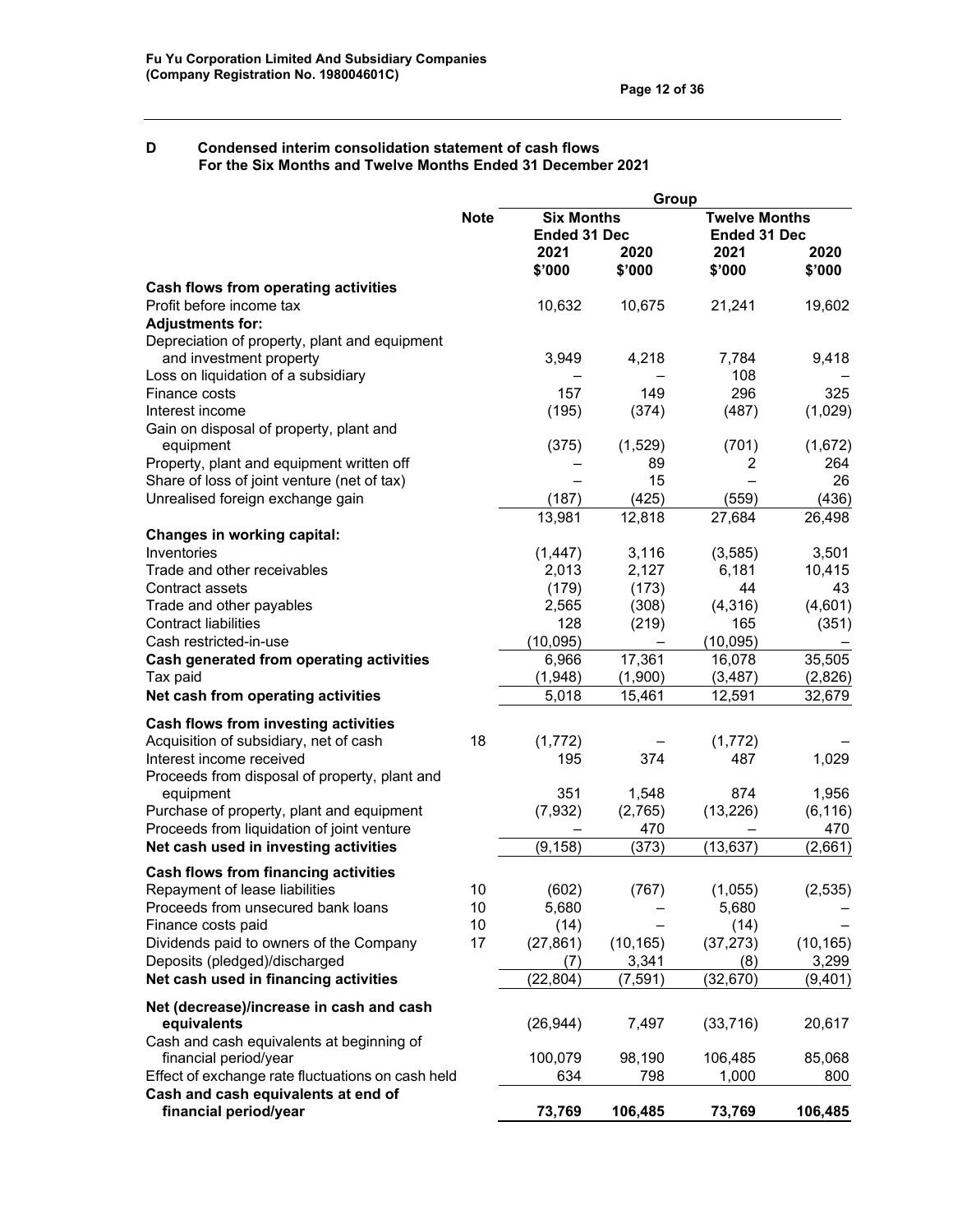**Fu Yu Corporation Limited And Subsidiary Companies**
**(Company Registration No. 198004601C)**

## D Condensed interim consolidation statement of cash flows
### For the Six Months and Twelve Months Ended 31 December 2021

| | Note | Group | | | |
|---|---|---|---|---|---|
| | | **Six Months Ended 31 Dec** | | **Twelve Months Ended 31 Dec** | |
| | | **2021 $'000** | **2020 $'000** | **2021 $'000** | **2020 $'000** |
| **Cash flows from operating activities** | | | | | |
| Profit before income tax | | 10,632 | 10,675 | 21,241 | 19,602 |
| **Adjustments for:** | | | | | |
| Depreciation of property, plant and equipment and investment property | | 3,949 | 4,218 | 7,784 | 9,418 |
| Loss on liquidation of a subsidiary | | – | – | 108 | – |
| Finance costs | | 157 | 149 | 296 | 325 |
| Interest income | | (195) | (374) | (487) | (1,029) |
| Gain on disposal of property, plant and equipment | | (375) | (1,529) | (701) | (1,672) |
| Property, plant and equipment written off | | – | 89 | 2 | 264 |
| Share of loss of joint venture (net of tax) | | – | 15 | – | 26 |
| Unrealised foreign exchange gain | | (187) | (425) | (559) | (436) |
| | | 13,981 | 12,818 | 27,684 | 26,498 |
| **Changes in working capital:** | | | | | |
| Inventories | | (1,447) | 3,116 | (3,585) | 3,501 |
| Trade and other receivables | | 2,013 | 2,127 | 6,181 | 10,415 |
| Contract assets | | (179) | (173) | 44 | 43 |
| Trade and other payables | | 2,565 | (308) | (4,316) | (4,601) |
| Contract liabilities | | 128 | (219) | 165 | (351) |
| Cash restricted-in-use | | (10,095) | – | (10,095) | – |
| **Cash generated from operating activities** | | 6,966 | 17,361 | 16,078 | 35,505 |
| Tax paid | | (1,948) | (1,900) | (3,487) | (2,826) |
| **Net cash from operating activities** | | 5,018 | 15,461 | 12,591 | 32,679 |
| **Cash flows from investing activities** | | | | | |
| Acquisition of subsidiary, net of cash | 18 | (1,772) | – | (1,772) | – |
| Interest income received | | 195 | 374 | 487 | 1,029 |
| Proceeds from disposal of property, plant and equipment | | 351 | 1,548 | 874 | 1,956 |
| Purchase of property, plant and equipment | | (7,932) | (2,765) | (13,226) | (6,116) |
| Proceeds from liquidation of joint venture | | – | 470 | – | 470 |
| **Net cash used in investing activities** | | (9,158) | (373) | (13,637) | (2,661) |
| **Cash flows from financing activities** | | | | | |
| Repayment of lease liabilities | 10 | (602) | (767) | (1,055) | (2,535) |
| Proceeds from unsecured bank loans | 10 | 5,680 | – | 5,680 | – |
| Finance costs paid | 10 | (14) | – | (14) | – |
| Dividends paid to owners of the Company | 17 | (27,861) | (10,165) | (37,273) | (10,165) |
| Deposits (pledged)/discharged | | (7) | 3,341 | (8) | 3,299 |
| **Net cash used in financing activities** | | (22,804) | (7,591) | (32,670) | (9,401) |
| **Net (decrease)/increase in cash and cash equivalents** | | (26,944) | 7,497 | (33,716) | 20,617 |
| Cash and cash equivalents at beginning of financial period/year | | 100,079 | 98,190 | 106,485 | 85,068 |
| Effect of exchange rate fluctuations on cash held | | 634 | 798 | 1,000 | 800 |
| **Cash and cash equivalents at end of financial period/year** | | **73,769** | **106,485** | **73,769** | **106,485** |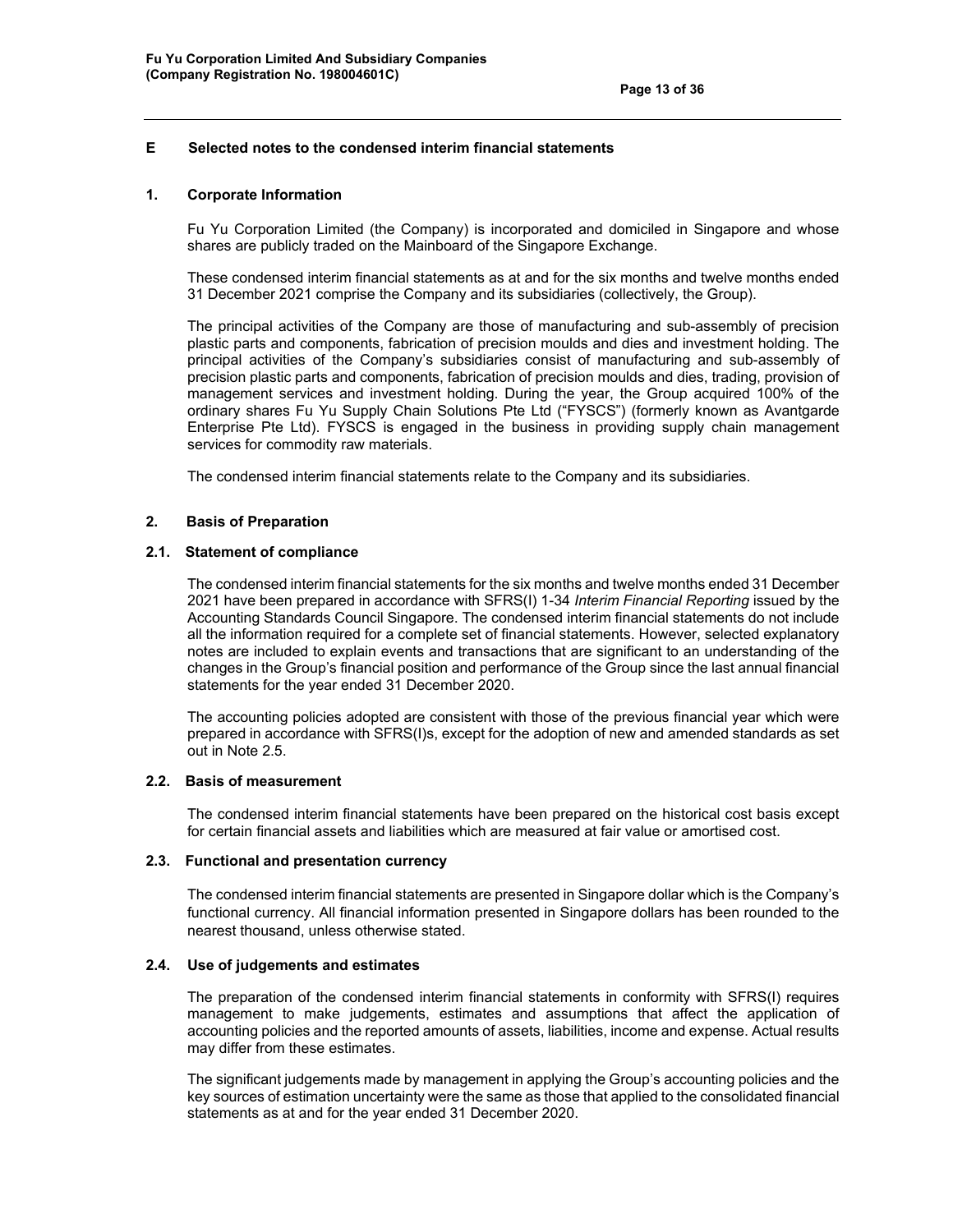## E Selected notes to the condensed interim financial statements

### 1. Corporate Information

Fu Yu Corporation Limited (the Company) is incorporated and domiciled in Singapore and whose shares are publicly traded on the Mainboard of the Singapore Exchange.

These condensed interim financial statements as at and for the six months and twelve months ended 31 December 2021 comprise the Company and its subsidiaries (collectively, the Group).

The principal activities of the Company are those of manufacturing and sub-assembly of precision plastic parts and components, fabrication of precision moulds and dies and investment holding. The principal activities of the Company's subsidiaries consist of manufacturing and sub-assembly of precision plastic parts and components, fabrication of precision moulds and dies, trading, provision of management services and investment holding. During the year, the Group acquired 100% of the ordinary shares Fu Yu Supply Chain Solutions Pte Ltd ("FYSCS") (formerly known as Avantgarde Enterprise Pte Ltd). FYSCS is engaged in the business in providing supply chain management services for commodity raw materials.

The condensed interim financial statements relate to the Company and its subsidiaries.

### 2. Basis of Preparation

#### 2.1. Statement of compliance

The condensed interim financial statements for the six months and twelve months ended 31 December 2021 have been prepared in accordance with SFRS(I) 1-34 *Interim Financial Reporting* issued by the Accounting Standards Council Singapore. The condensed interim financial statements do not include all the information required for a complete set of financial statements. However, selected explanatory notes are included to explain events and transactions that are significant to an understanding of the changes in the Group's financial position and performance of the Group since the last annual financial statements for the year ended 31 December 2020.

The accounting policies adopted are consistent with those of the previous financial year which were prepared in accordance with SFRS(I)s, except for the adoption of new and amended standards as set out in Note 2.5.

#### 2.2. Basis of measurement

The condensed interim financial statements have been prepared on the historical cost basis except for certain financial assets and liabilities which are measured at fair value or amortised cost.

#### 2.3. Functional and presentation currency

The condensed interim financial statements are presented in Singapore dollar which is the Company's functional currency. All financial information presented in Singapore dollars has been rounded to the nearest thousand, unless otherwise stated.

#### 2.4. Use of judgements and estimates

The preparation of the condensed interim financial statements in conformity with SFRS(I) requires management to make judgements, estimates and assumptions that affect the application of accounting policies and the reported amounts of assets, liabilities, income and expense. Actual results may differ from these estimates.

The significant judgements made by management in applying the Group's accounting policies and the key sources of estimation uncertainty were the same as those that applied to the consolidated financial statements as at and for the year ended 31 December 2020.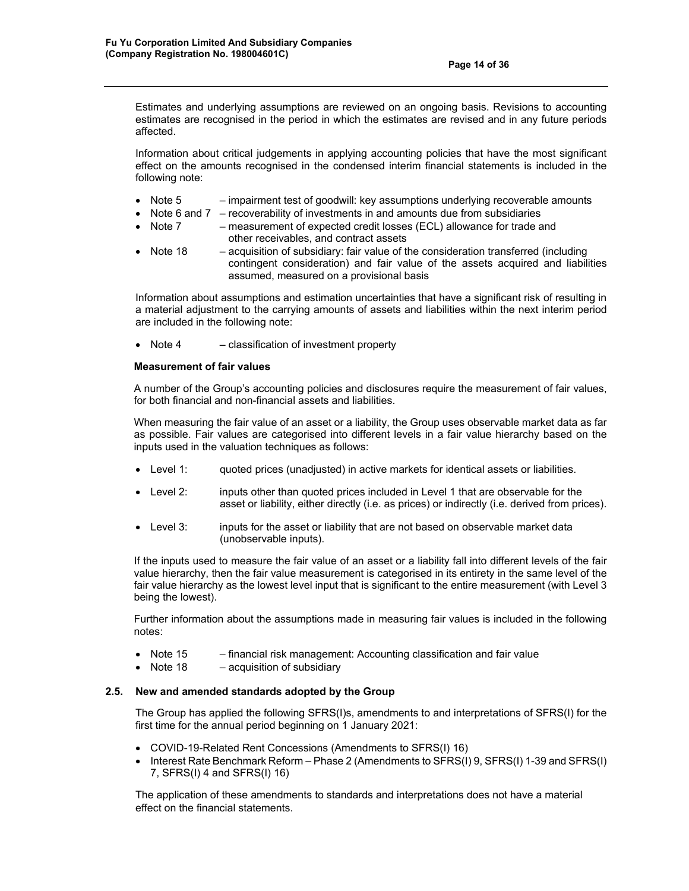Estimates and underlying assumptions are reviewed on an ongoing basis. Revisions to accounting estimates are recognised in the period in which the estimates are revised and in any future periods affected.

Information about critical judgements in applying accounting policies that have the most significant effect on the amounts recognised in the condensed interim financial statements is included in the following note:

- Note 5 – impairment test of goodwill: key assumptions underlying recoverable amounts
- Note 6 and 7 – recoverability of investments in and amounts due from subsidiaries
- Note 7 – measurement of expected credit losses (ECL) allowance for trade and other receivables, and contract assets
- Note 18 – acquisition of subsidiary: fair value of the consideration transferred (including contingent consideration) and fair value of the assets acquired and liabilities assumed, measured on a provisional basis

Information about assumptions and estimation uncertainties that have a significant risk of resulting in a material adjustment to the carrying amounts of assets and liabilities within the next interim period are included in the following note:

- Note 4 – classification of investment property

**Measurement of fair values**

A number of the Group's accounting policies and disclosures require the measurement of fair values, for both financial and non-financial assets and liabilities.

When measuring the fair value of an asset or a liability, the Group uses observable market data as far as possible. Fair values are categorised into different levels in a fair value hierarchy based on the inputs used in the valuation techniques as follows:

- Level 1: quoted prices (unadjusted) in active markets for identical assets or liabilities.
- Level 2: inputs other than quoted prices included in Level 1 that are observable for the asset or liability, either directly (i.e. as prices) or indirectly (i.e. derived from prices).
- Level 3: inputs for the asset or liability that are not based on observable market data (unobservable inputs).

If the inputs used to measure the fair value of an asset or a liability fall into different levels of the fair value hierarchy, then the fair value measurement is categorised in its entirety in the same level of the fair value hierarchy as the lowest level input that is significant to the entire measurement (with Level 3 being the lowest).

Further information about the assumptions made in measuring fair values is included in the following notes:

- Note 15 – financial risk management: Accounting classification and fair value
- Note 18 – acquisition of subsidiary

### 2.5. New and amended standards adopted by the Group

The Group has applied the following SFRS(I)s, amendments to and interpretations of SFRS(I) for the first time for the annual period beginning on 1 January 2021:

- COVID-19-Related Rent Concessions (Amendments to SFRS(I) 16)
- Interest Rate Benchmark Reform – Phase 2 (Amendments to SFRS(I) 9, SFRS(I) 1-39 and SFRS(I) 7, SFRS(I) 4 and SFRS(I) 16)

The application of these amendments to standards and interpretations does not have a material effect on the financial statements.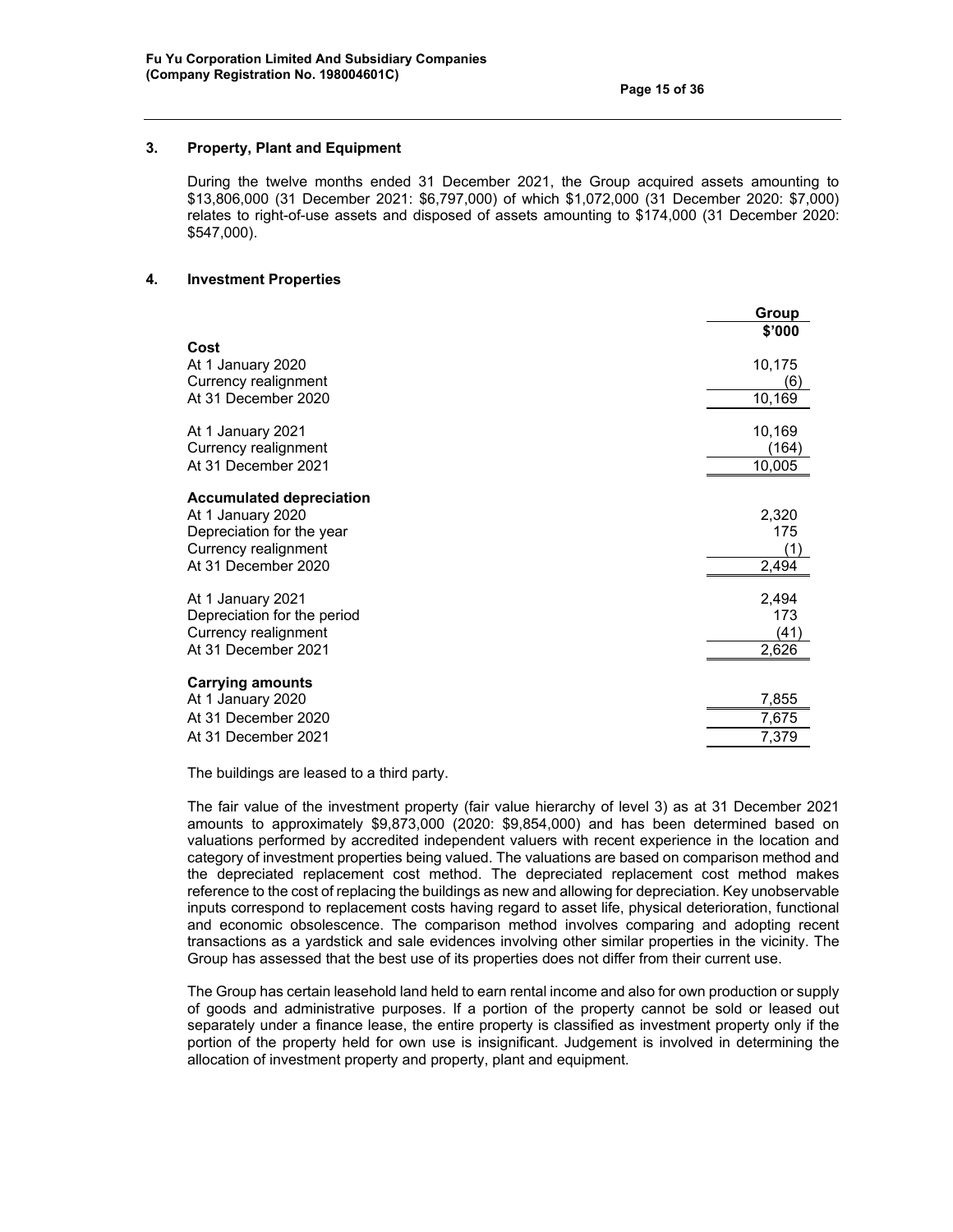## 3. Property, Plant and Equipment

During the twelve months ended 31 December 2021, the Group acquired assets amounting to $13,806,000 (31 December 2021: $6,797,000) of which $1,072,000 (31 December 2020: $7,000) relates to right-of-use assets and disposed of assets amounting to $174,000 (31 December 2020: $547,000).

## 4. Investment Properties

| | Group |
|---|---|
| | $'000 |
| **Cost** | |
| At 1 January 2020 | 10,175 |
| Currency realignment | (6) |
| At 31 December 2020 | 10,169 |
| | |
| At 1 January 2021 | 10,169 |
| Currency realignment | (164) |
| At 31 December 2021 | 10,005 |
| | |
| **Accumulated depreciation** | |
| At 1 January 2020 | 2,320 |
| Depreciation for the year | 175 |
| Currency realignment | (1) |
| At 31 December 2020 | 2,494 |
| | |
| At 1 January 2021 | 2,494 |
| Depreciation for the period | 173 |
| Currency realignment | (41) |
| At 31 December 2021 | 2,626 |
| | |
| **Carrying amounts** | |
| At 1 January 2020 | 7,855 |
| At 31 December 2020 | 7,675 |
| At 31 December 2021 | 7,379 |

The buildings are leased to a third party.

The fair value of the investment property (fair value hierarchy of level 3) as at 31 December 2021 amounts to approximately $9,873,000 (2020: $9,854,000) and has been determined based on valuations performed by accredited independent valuers with recent experience in the location and category of investment properties being valued. The valuations are based on comparison method and the depreciated replacement cost method. The depreciated replacement cost method makes reference to the cost of replacing the buildings as new and allowing for depreciation. Key unobservable inputs correspond to replacement costs having regard to asset life, physical deterioration, functional and economic obsolescence. The comparison method involves comparing and adopting recent transactions as a yardstick and sale evidences involving other similar properties in the vicinity. The Group has assessed that the best use of its properties does not differ from their current use.

The Group has certain leasehold land held to earn rental income and also for own production or supply of goods and administrative purposes. If a portion of the property cannot be sold or leased out separately under a finance lease, the entire property is classified as investment property only if the portion of the property held for own use is insignificant. Judgement is involved in determining the allocation of investment property and property, plant and equipment.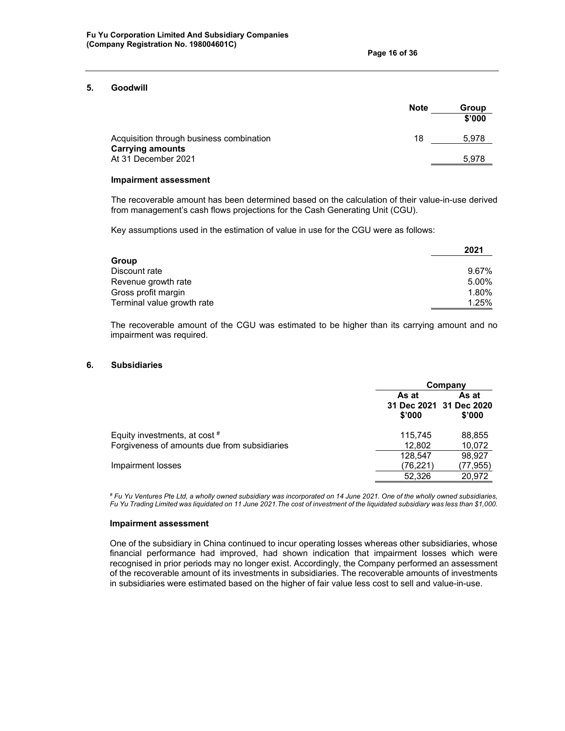## 5. Goodwill

| | Note | Group |
|---|---|---|
| | | $'000 |
| Acquisition through business combination | 18 | 5,978 |
| **Carrying amounts** | | |
| At 31 December 2021 | | 5,978 |

### Impairment assessment

The recoverable amount has been determined based on the calculation of their value-in-use derived from management's cash flows projections for the Cash Generating Unit (CGU).

Key assumptions used in the estimation of value in use for the CGU were as follows:

| | 2021 |
|---|---|
| **Group** | |
| Discount rate | 9.67% |
| Revenue growth rate | 5.00% |
| Gross profit margin | 1.80% |
| Terminal value growth rate | 1.25% |

The recoverable amount of the CGU was estimated to be higher than its carrying amount and no impairment was required.

## 6. Subsidiaries

| | Company | |
|---|---|---|
| | As at 31 Dec 2021 | As at 31 Dec 2020 |
| | $'000 | $'000 |
| Equity investments, at cost # | 115,745 | 88,855 |
| Forgiveness of amounts due from subsidiaries | 12,802 | 10,072 |
| | 128,547 | 98,927 |
| Impairment losses | (76,221) | (77,955) |
| | 52,326 | 20,972 |

*# Fu Yu Ventures Pte Ltd, a wholly owned subsidiary was incorporated on 14 June 2021. One of the wholly owned subsidiaries, Fu Yu Trading Limited was liquidated on 11 June 2021.The cost of investment of the liquidated subsidiary was less than $1,000.*

### Impairment assessment

One of the subsidiary in China continued to incur operating losses whereas other subsidiaries, whose financial performance had improved, had shown indication that impairment losses which were recognised in prior periods may no longer exist. Accordingly, the Company performed an assessment of the recoverable amount of its investments in subsidiaries. The recoverable amounts of investments in subsidiaries were estimated based on the higher of fair value less cost to sell and value-in-use.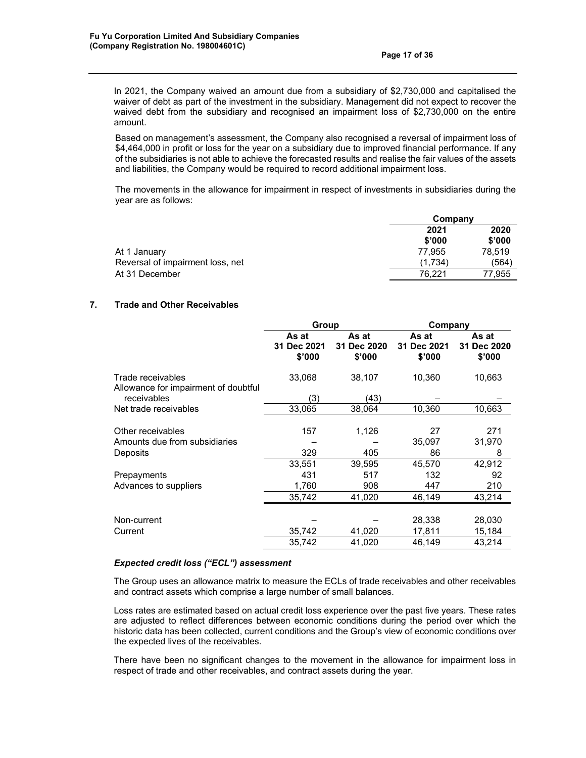In 2021, the Company waived an amount due from a subsidiary of $2,730,000 and capitalised the waiver of debt as part of the investment in the subsidiary. Management did not expect to recover the waived debt from the subsidiary and recognised an impairment loss of $2,730,000 on the entire amount.

Based on management's assessment, the Company also recognised a reversal of impairment loss of $4,464,000 in profit or loss for the year on a subsidiary due to improved financial performance. If any of the subsidiaries is not able to achieve the forecasted results and realise the fair values of the assets and liabilities, the Company would be required to record additional impairment loss.

The movements in the allowance for impairment in respect of investments in subsidiaries during the year are as follows:

| | Company | |
|---|---|---|
| | 2021<br>$'000 | 2020<br>$'000 |
| At 1 January | 77,955 | 78,519 |
| Reversal of impairment loss, net | (1,734) | (564) |
| At 31 December | 76,221 | 77,955 |

## 7. Trade and Other Receivables

| | Group | | Company | |
|---|---|---|---|---|
| | As at<br>31 Dec 2021<br>$'000 | As at<br>31 Dec 2020<br>$'000 | As at<br>31 Dec 2021<br>$'000 | As at<br>31 Dec 2020<br>$'000 |
| Trade receivables | 33,068 | 38,107 | 10,360 | 10,663 |
| Allowance for impairment of doubtful receivables | (3) | (43) | – | – |
| Net trade receivables | 33,065 | 38,064 | 10,360 | 10,663 |
| Other receivables | 157 | 1,126 | 27 | 271 |
| Amounts due from subsidiaries | – | – | 35,097 | 31,970 |
| Deposits | 329 | 405 | 86 | 8 |
| | 33,551 | 39,595 | 45,570 | 42,912 |
| Prepayments | 431 | 517 | 132 | 92 |
| Advances to suppliers | 1,760 | 908 | 447 | 210 |
| | 35,742 | 41,020 | 46,149 | 43,214 |
| Non-current | – | – | 28,338 | 28,030 |
| Current | 35,742 | 41,020 | 17,811 | 15,184 |
| | 35,742 | 41,020 | 46,149 | 43,214 |

***Expected credit loss ("ECL") assessment***

The Group uses an allowance matrix to measure the ECLs of trade receivables and other receivables and contract assets which comprise a large number of small balances.

Loss rates are estimated based on actual credit loss experience over the past five years. These rates are adjusted to reflect differences between economic conditions during the period over which the historic data has been collected, current conditions and the Group's view of economic conditions over the expected lives of the receivables.

There have been no significant changes to the movement in the allowance for impairment loss in respect of trade and other receivables, and contract assets during the year.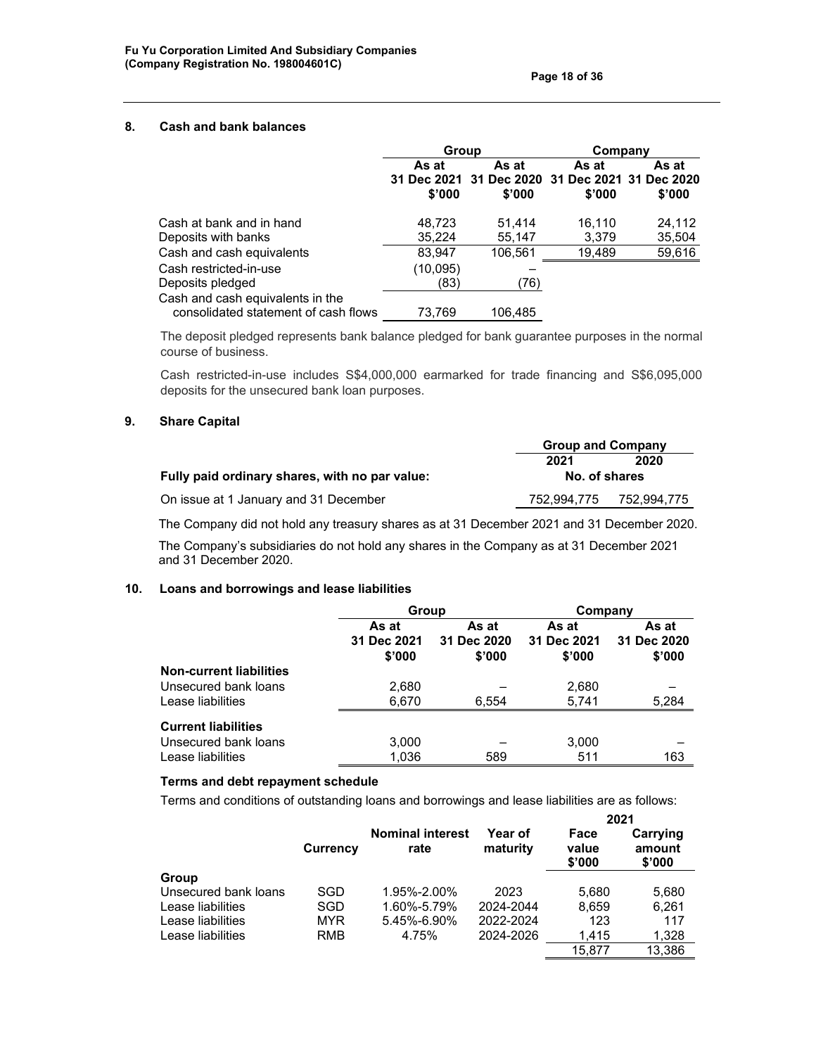## 8. Cash and bank balances

| | Group | | Company | |
|---|---|---|---|---|
| | As at 31 Dec 2021 $'000 | As at 31 Dec 2020 $'000 | As at 31 Dec 2021 $'000 | As at 31 Dec 2020 $'000 |
| Cash at bank and in hand | 48,723 | 51,414 | 16,110 | 24,112 |
| Deposits with banks | 35,224 | 55,147 | 3,379 | 35,504 |
| Cash and cash equivalents | 83,947 | 106,561 | 19,489 | 59,616 |
| Cash restricted-in-use | (10,095) | – | | |
| Deposits pledged | (83) | (76) | | |
| Cash and cash equivalents in the consolidated statement of cash flows | 73,769 | 106,485 | | |

The deposit pledged represents bank balance pledged for bank guarantee purposes in the normal course of business.

Cash restricted-in-use includes S$4,000,000 earmarked for trade financing and S$6,095,000 deposits for the unsecured bank loan purposes.

## 9. Share Capital

| | Group and Company | |
|---|---|---|
| | 2021 | 2020 |
| **Fully paid ordinary shares, with no par value:** | No. of shares | |
| On issue at 1 January and 31 December | 752,994,775 | 752,994,775 |

The Company did not hold any treasury shares as at 31 December 2021 and 31 December 2020.

The Company's subsidiaries do not hold any shares in the Company as at 31 December 2021 and 31 December 2020.

## 10. Loans and borrowings and lease liabilities

| | Group | | Company | |
|---|---|---|---|---|
| | As at 31 Dec 2021 $'000 | As at 31 Dec 2020 $'000 | As at 31 Dec 2021 $'000 | As at 31 Dec 2020 $'000 |
| **Non-current liabilities** | | | | |
| Unsecured bank loans | 2,680 | – | 2,680 | – |
| Lease liabilities | 6,670 | 6,554 | 5,741 | 5,284 |
| **Current liabilities** | | | | |
| Unsecured bank loans | 3,000 | – | 3,000 | – |
| Lease liabilities | 1,036 | 589 | 511 | 163 |

**Terms and debt repayment schedule**

Terms and conditions of outstanding loans and borrowings and lease liabilities are as follows:

| | Currency | Nominal interest rate | Year of maturity | 2021 Face value $'000 | 2021 Carrying amount $'000 |
|---|---|---|---|---|---|
| **Group** | | | | | |
| Unsecured bank loans | SGD | 1.95%-2.00% | 2023 | 5,680 | 5,680 |
| Lease liabilities | SGD | 1.60%-5.79% | 2024-2044 | 8,659 | 6,261 |
| Lease liabilities | MYR | 5.45%-6.90% | 2022-2024 | 123 | 117 |
| Lease liabilities | RMB | 4.75% | 2024-2026 | 1,415 | 1,328 |
| | | | | 15,877 | 13,386 |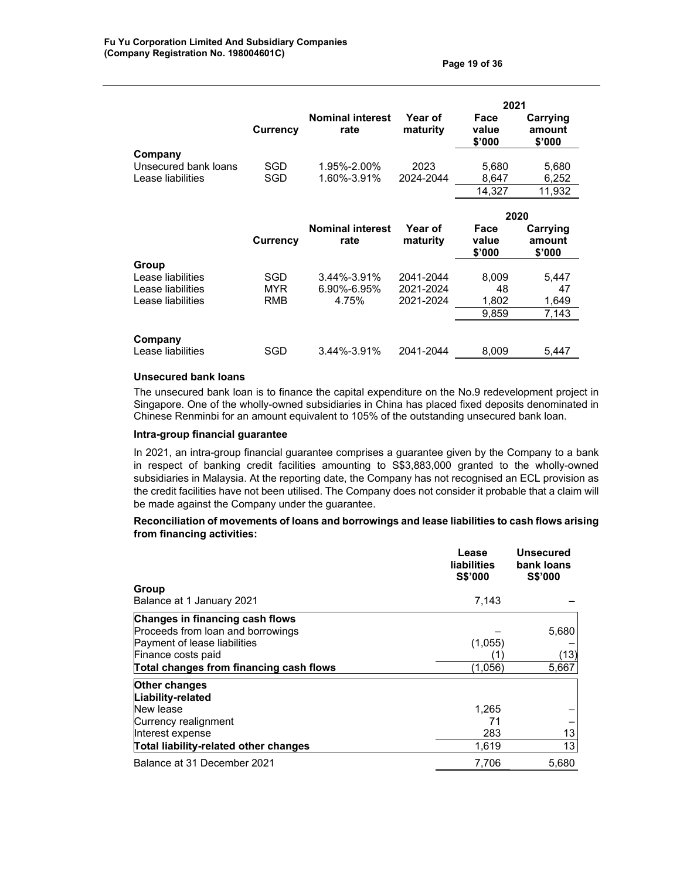| | Currency | Nominal interest rate | Year of maturity | 2021 Face value $'000 | 2021 Carrying amount $'000 |
|---|---|---|---|---|---|
| **Company** | | | | | |
| Unsecured bank loans | SGD | 1.95%-2.00% | 2023 | 5,680 | 5,680 |
| Lease liabilities | SGD | 1.60%-3.91% | 2024-2044 | 8,647 | 6,252 |
| | | | | 14,327 | 11,932 |

| | Currency | Nominal interest rate | Year of maturity | 2020 Face value $'000 | 2020 Carrying amount $'000 |
|---|---|---|---|---|---|
| **Group** | | | | | |
| Lease liabilities | SGD | 3.44%-3.91% | 2041-2044 | 8,009 | 5,447 |
| Lease liabilities | MYR | 6.90%-6.95% | 2021-2024 | 48 | 47 |
| Lease liabilities | RMB | 4.75% | 2021-2024 | 1,802 | 1,649 |
| | | | | 9,859 | 7,143 |
| **Company** | | | | | |
| Lease liabilities | SGD | 3.44%-3.91% | 2041-2044 | 8,009 | 5,447 |

**Unsecured bank loans**

The unsecured bank loan is to finance the capital expenditure on the No.9 redevelopment project in Singapore. One of the wholly-owned subsidiaries in China has placed fixed deposits denominated in Chinese Renminbi for an amount equivalent to 105% of the outstanding unsecured bank loan.

**Intra-group financial guarantee**

In 2021, an intra-group financial guarantee comprises a guarantee given by the Company to a bank in respect of banking credit facilities amounting to S$3,883,000 granted to the wholly-owned subsidiaries in Malaysia. At the reporting date, the Company has not recognised an ECL provision as the credit facilities have not been utilised. The Company does not consider it probable that a claim will be made against the Company under the guarantee.

**Reconciliation of movements of loans and borrowings and lease liabilities to cash flows arising from financing activities:**

| | Lease liabilities S$'000 | Unsecured bank loans S$'000 |
|---|---|---|
| **Group** | | |
| Balance at 1 January 2021 | 7,143 | – |
| **Changes in financing cash flows** | | |
| Proceeds from loan and borrowings | – | 5,680 |
| Payment of lease liabilities | (1,055) | – |
| Finance costs paid | (1) | (13) |
| **Total changes from financing cash flows** | (1,056) | 5,667 |
| **Other changes** | | |
| **Liability-related** | | |
| New lease | 1,265 | – |
| Currency realignment | 71 | – |
| Interest expense | 283 | 13 |
| **Total liability-related other changes** | 1,619 | 13 |
| Balance at 31 December 2021 | 7,706 | 5,680 |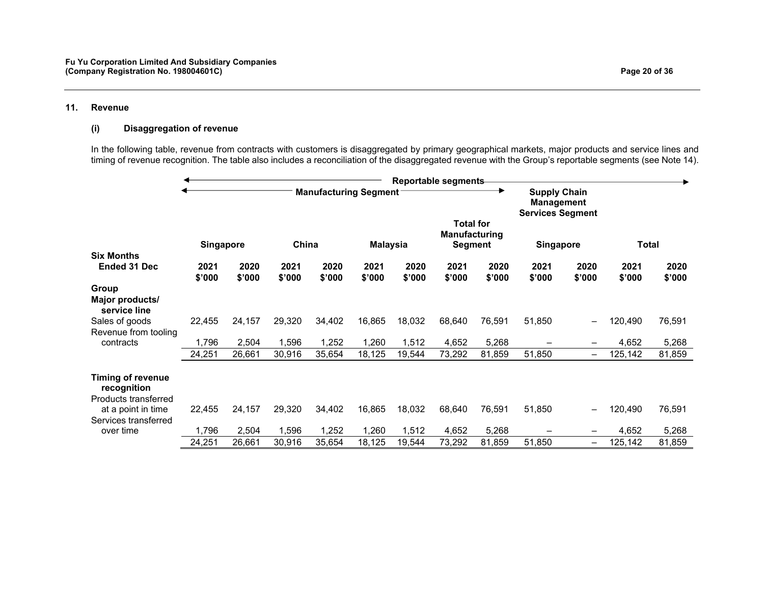## 11. Revenue

### (i) Disaggregation of revenue

In the following table, revenue from contracts with customers is disaggregated by primary geographical markets, major products and service lines and timing of revenue recognition. The table also includes a reconciliation of the disaggregated revenue with the Group's reportable segments (see Note 14).

| | Reportable segments | | | | | | | | | | | |
|---|---|---|---|---|---|---|---|---|---|---|---|---|
| | Manufacturing Segment | | | | | | | | Supply Chain Management Services Segment | | | |
| | Singapore | | China | | Malaysia | | Total for Manufacturing Segment | | Singapore | | Total | |
| **Six Months Ended 31 Dec** | **2021 $'000** | **2020 $'000** | **2021 $'000** | **2020 $'000** | **2021 $'000** | **2020 $'000** | **2021 $'000** | **2020 $'000** | **2021 $'000** | **2020 $'000** | **2021 $'000** | **2020 $'000** |
| **Group** | | | | | | | | | | | | |
| **Major products/ service line** | | | | | | | | | | | | |
| Sales of goods | 22,455 | 24,157 | 29,320 | 34,402 | 16,865 | 18,032 | 68,640 | 76,591 | 51,850 | – | 120,490 | 76,591 |
| Revenue from tooling contracts | 1,796 | 2,504 | 1,596 | 1,252 | 1,260 | 1,512 | 4,652 | 5,268 | – | – | 4,652 | 5,268 |
| | 24,251 | 26,661 | 30,916 | 35,654 | 18,125 | 19,544 | 73,292 | 81,859 | 51,850 | – | 125,142 | 81,859 |
| **Timing of revenue recognition** | | | | | | | | | | | | |
| Products transferred at a point in time | 22,455 | 24,157 | 29,320 | 34,402 | 16,865 | 18,032 | 68,640 | 76,591 | 51,850 | – | 120,490 | 76,591 |
| Services transferred over time | 1,796 | 2,504 | 1,596 | 1,252 | 1,260 | 1,512 | 4,652 | 5,268 | – | – | 4,652 | 5,268 |
| | 24,251 | 26,661 | 30,916 | 35,654 | 18,125 | 19,544 | 73,292 | 81,859 | 51,850 | – | 125,142 | 81,859 |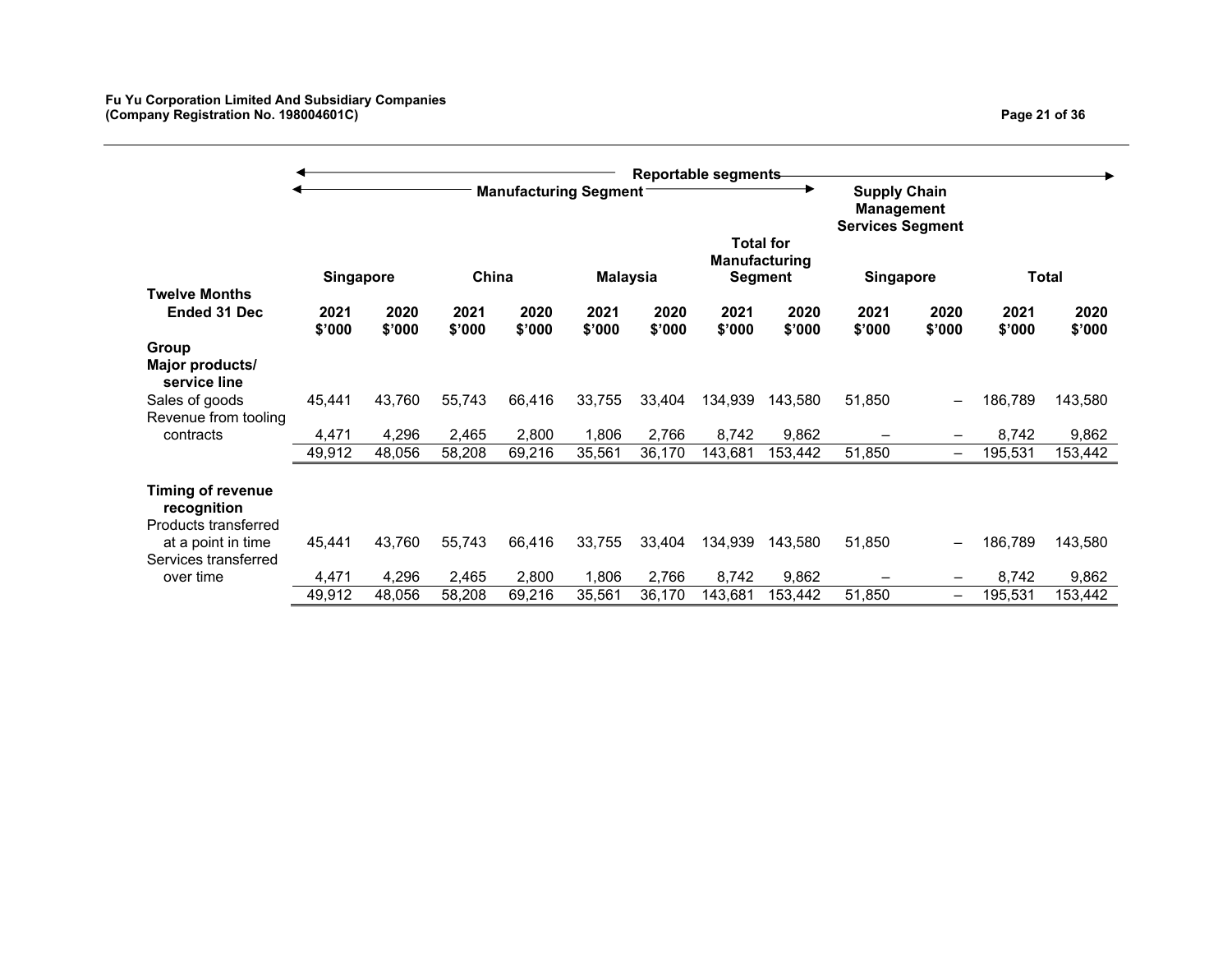| Twelve Months Ended 31 Dec | Reportable segments | | | | | | | | | | | |
|---|---|---|---|---|---|---|---|---|---|---|---|---|
| | Manufacturing Segment | | | | | | | | Supply Chain Management Services Segment | | | |
| | Singapore | | China | | Malaysia | | Total for Manufacturing Segment | | Singapore | | Total | |
| | 2021 $'000 | 2020 $'000 | 2021 $'000 | 2020 $'000 | 2021 $'000 | 2020 $'000 | 2021 $'000 | 2020 $'000 | 2021 $'000 | 2020 $'000 | 2021 $'000 | 2020 $'000 |
| **Group** | | | | | | | | | | | | |
| **Major products/ service line** | | | | | | | | | | | | |
| Sales of goods | 45,441 | 43,760 | 55,743 | 66,416 | 33,755 | 33,404 | 134,939 | 143,580 | 51,850 | – | 186,789 | 143,580 |
| Revenue from tooling contracts | 4,471 | 4,296 | 2,465 | 2,800 | 1,806 | 2,766 | 8,742 | 9,862 | – | – | 8,742 | 9,862 |
| | 49,912 | 48,056 | 58,208 | 69,216 | 35,561 | 36,170 | 143,681 | 153,442 | 51,850 | – | 195,531 | 153,442 |
| **Timing of revenue recognition** | | | | | | | | | | | | |
| Products transferred at a point in time | 45,441 | 43,760 | 55,743 | 66,416 | 33,755 | 33,404 | 134,939 | 143,580 | 51,850 | – | 186,789 | 143,580 |
| Services transferred over time | 4,471 | 4,296 | 2,465 | 2,800 | 1,806 | 2,766 | 8,742 | 9,862 | – | – | 8,742 | 9,862 |
| | 49,912 | 48,056 | 58,208 | 69,216 | 35,561 | 36,170 | 143,681 | 153,442 | 51,850 | – | 195,531 | 153,442 |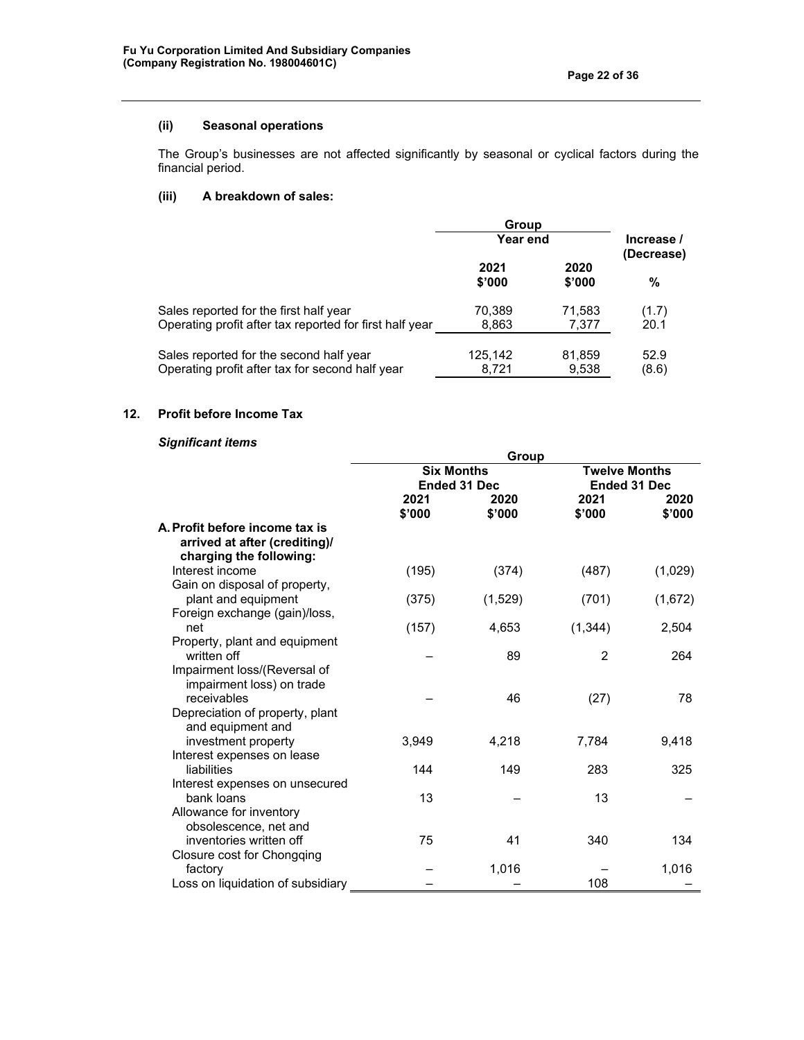#### (ii) Seasonal operations

The Group's businesses are not affected significantly by seasonal or cyclical factors during the financial period.

#### (iii) A breakdown of sales:

| | Group | | Increase / (Decrease) |
|---|---|---|---|
| | Year end | | |
| | 2021 $'000 | 2020 $'000 | % |
| Sales reported for the first half year | 70,389 | 71,583 | (1.7) |
| Operating profit after tax reported for first half year | 8,863 | 7,377 | 20.1 |
| Sales reported for the second half year | 125,142 | 81,859 | 52.9 |
| Operating profit after tax for second half year | 8,721 | 9,538 | (8.6) |

## 12. Profit before Income Tax

***Significant items***

| | Group | | | |
|---|---|---|---|---|
| | Six Months Ended 31 Dec | | Twelve Months Ended 31 Dec | |
| | 2021 $'000 | 2020 $'000 | 2021 $'000 | 2020 $'000 |
| **A. Profit before income tax is arrived at after (crediting)/ charging the following:** | | | | |
| Interest income | (195) | (374) | (487) | (1,029) |
| Gain on disposal of property, plant and equipment | (375) | (1,529) | (701) | (1,672) |
| Foreign exchange (gain)/loss, net | (157) | 4,653 | (1,344) | 2,504 |
| Property, plant and equipment written off | – | 89 | 2 | 264 |
| Impairment loss/(Reversal of impairment loss) on trade receivables | – | 46 | (27) | 78 |
| Depreciation of property, plant and equipment and investment property | 3,949 | 4,218 | 7,784 | 9,418 |
| Interest expenses on lease liabilities | 144 | 149 | 283 | 325 |
| Interest expenses on unsecured bank loans | 13 | – | 13 | – |
| Allowance for inventory obsolescence, net and inventories written off | 75 | 41 | 340 | 134 |
| Closure cost for Chongqing factory | – | 1,016 | – | 1,016 |
| Loss on liquidation of subsidiary | – | – | 108 | – |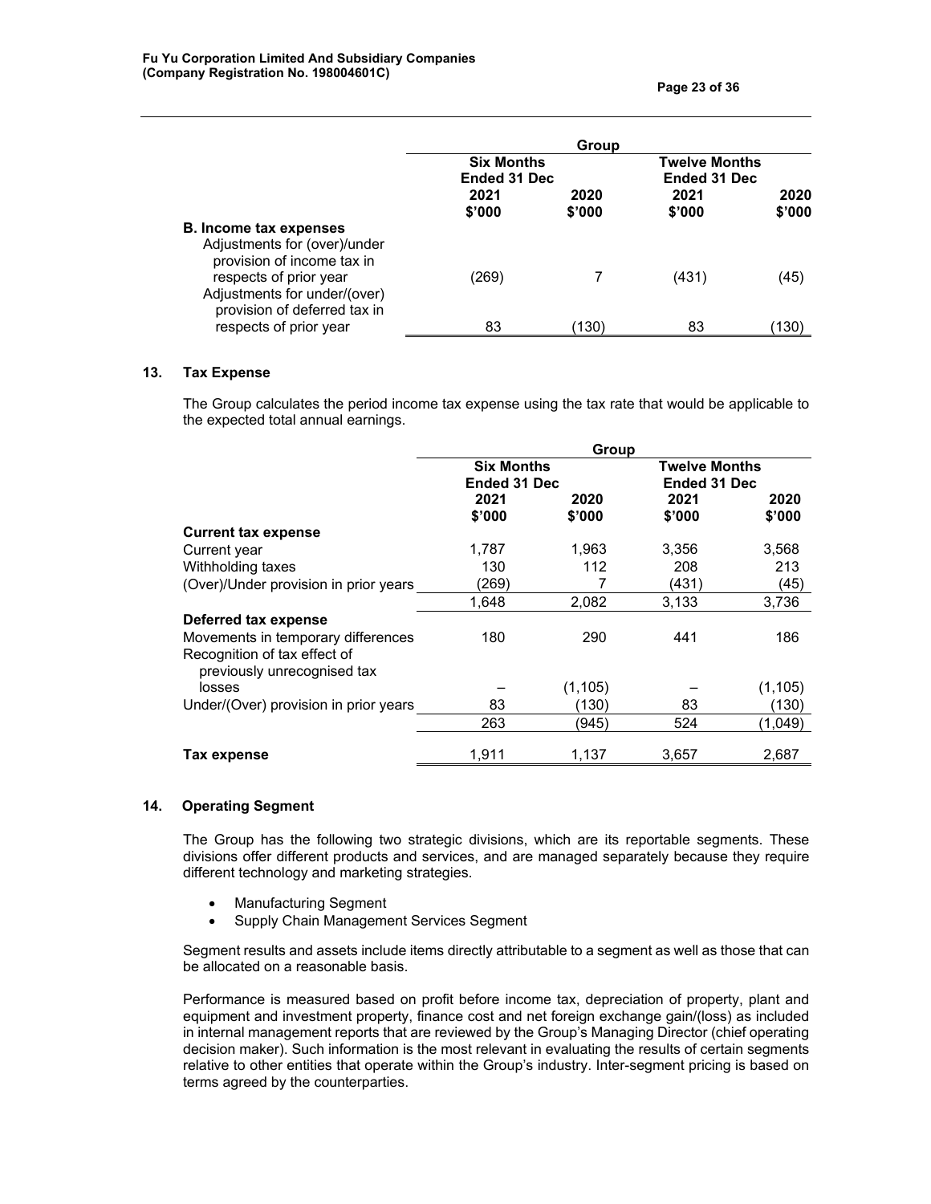| | Group | | | |
|---|---|---|---|---|
| | Six Months Ended 31 Dec | | Twelve Months Ended 31 Dec | |
| | 2021 $'000 | 2020 $'000 | 2021 $'000 | 2020 $'000 |
| **B. Income tax expenses** | | | | |
| Adjustments for (over)/under provision of income tax in respects of prior year | (269) | 7 | (431) | (45) |
| Adjustments for under/(over) provision of deferred tax in respects of prior year | 83 | (130) | 83 | (130) |

## 13. Tax Expense

The Group calculates the period income tax expense using the tax rate that would be applicable to the expected total annual earnings.

| | Group | | | |
|---|---|---|---|---|
| | Six Months Ended 31 Dec | | Twelve Months Ended 31 Dec | |
| | 2021 $'000 | 2020 $'000 | 2021 $'000 | 2020 $'000 |
| **Current tax expense** | | | | |
| Current year | 1,787 | 1,963 | 3,356 | 3,568 |
| Withholding taxes | 130 | 112 | 208 | 213 |
| (Over)/Under provision in prior years | (269) | 7 | (431) | (45) |
| | 1,648 | 2,082 | 3,133 | 3,736 |
| **Deferred tax expense** | | | | |
| Movements in temporary differences | 180 | 290 | 441 | 186 |
| Recognition of tax effect of previously unrecognised tax losses | – | (1,105) | – | (1,105) |
| Under/(Over) provision in prior years | 83 | (130) | 83 | (130) |
| | 263 | (945) | 524 | (1,049) |
| **Tax expense** | 1,911 | 1,137 | 3,657 | 2,687 |

## 14. Operating Segment

The Group has the following two strategic divisions, which are its reportable segments. These divisions offer different products and services, and are managed separately because they require different technology and marketing strategies.

- Manufacturing Segment
- Supply Chain Management Services Segment

Segment results and assets include items directly attributable to a segment as well as those that can be allocated on a reasonable basis.

Performance is measured based on profit before income tax, depreciation of property, plant and equipment and investment property, finance cost and net foreign exchange gain/(loss) as included in internal management reports that are reviewed by the Group's Managing Director (chief operating decision maker). Such information is the most relevant in evaluating the results of certain segments relative to other entities that operate within the Group's industry. Inter-segment pricing is based on terms agreed by the counterparties.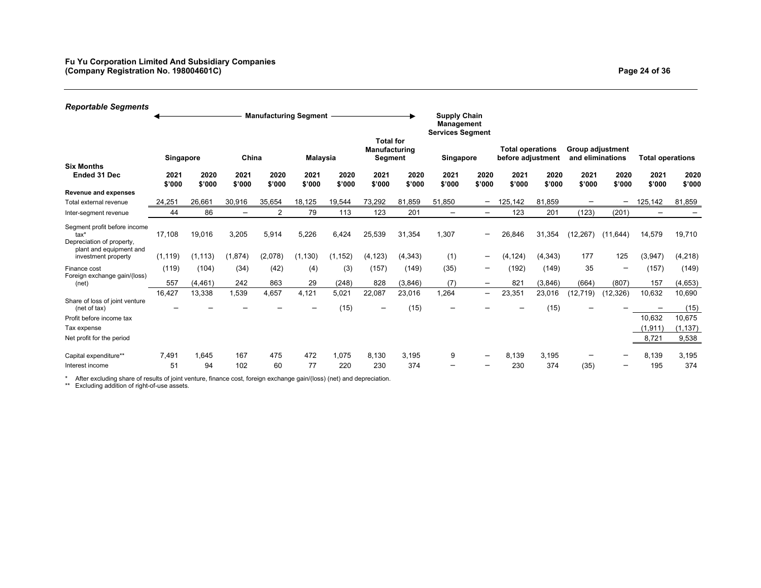## *Reportable Segments*

| Six Months Ended 31 Dec | Manufacturing Segment | | | | | | | | Supply Chain Management Services Segment | | | | | | | |
|---|---|---|---|---|---|---|---|---|---|---|---|---|---|---|---|---|
| | Singapore | | China | | Malaysia | | Total for Manufacturing Segment | | Singapore | | Total operations before adjustment | | Group adjustment and eliminations | | Total operations | |
| | 2021 $'000 | 2020 $'000 | 2021 $'000 | 2020 $'000 | 2021 $'000 | 2020 $'000 | 2021 $'000 | 2020 $'000 | 2021 $'000 | 2020 $'000 | 2021 $'000 | 2020 $'000 | 2021 $'000 | 2020 $'000 | 2021 $'000 | 2020 $'000 |
| **Revenue and expenses** | | | | | | | | | | | | | | | | |
| Total external revenue | 24,251 | 26,661 | 30,916 | 35,654 | 18,125 | 19,544 | 73,292 | 81,859 | 51,850 | – | 125,142 | 81,859 | – | – | 125,142 | 81,859 |
| Inter-segment revenue | 44 | 86 | – | 2 | 79 | 113 | 123 | 201 | – | – | 123 | 201 | (123) | (201) | – | – |
| Segment profit before income tax* | 17,108 | 19,016 | 3,205 | 5,914 | 5,226 | 6,424 | 25,539 | 31,354 | 1,307 | – | 26,846 | 31,354 | (12,267) | (11,644) | 14,579 | 19,710 |
| Depreciation of property, plant and equipment and investment property | (1,119) | (1,113) | (1,874) | (2,078) | (1,130) | (1,152) | (4,123) | (4,343) | (1) | – | (4,124) | (4,343) | 177 | 125 | (3,947) | (4,218) |
| Finance cost | (119) | (104) | (34) | (42) | (4) | (3) | (157) | (149) | (35) | – | (192) | (149) | 35 | – | (157) | (149) |
| Foreign exchange gain/(loss) (net) | 557 | (4,461) | 242 | 863 | 29 | (248) | 828 | (3,846) | (7) | – | 821 | (3,846) | (664) | (807) | 157 | (4,653) |
| | 16,427 | 13,338 | 1,539 | 4,657 | 4,121 | 5,021 | 22,087 | 23,016 | 1,264 | – | 23,351 | 23,016 | (12,719) | (12,326) | 10,632 | 10,690 |
| Share of loss of joint venture (net of tax) | – | – | – | – | – | (15) | – | (15) | – | – | – | (15) | – | – | – | (15) |
| Profit before income tax | | | | | | | | | | | | | | | 10,632 | 10,675 |
| Tax expense | | | | | | | | | | | | | | | (1,911) | (1,137) |
| Net profit for the period | | | | | | | | | | | | | | | 8,721 | 9,538 |
| Capital expenditure** | 7,491 | 1,645 | 167 | 475 | 472 | 1,075 | 8,130 | 3,195 | 9 | – | 8,139 | 3,195 | – | – | 8,139 | 3,195 |
| Interest income | 51 | 94 | 102 | 60 | 77 | 220 | 230 | 374 | – | – | 230 | 374 | (35) | – | 195 | 374 |

\* After excluding share of results of joint venture, finance cost, foreign exchange gain/(loss) (net) and depreciation.

** Excluding addition of right-of-use assets.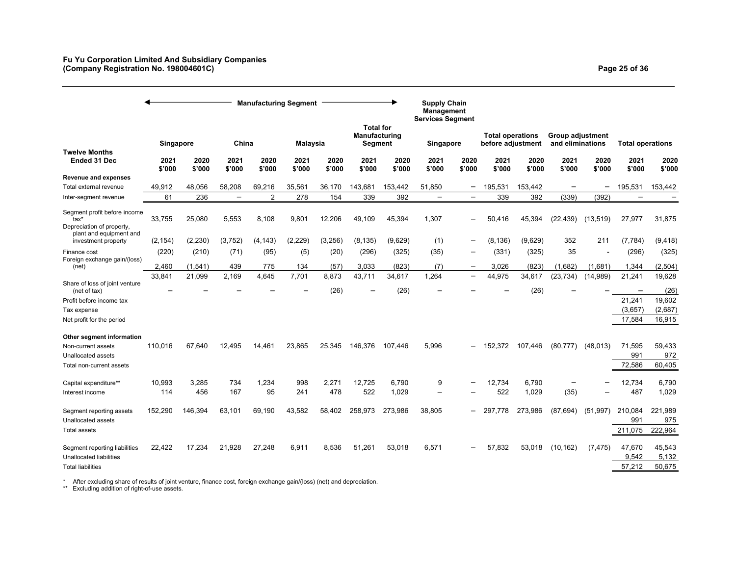**Fu Yu Corporation Limited And Subsidiary Companies**
**(Company Registration No. 198004601C)**

| Twelve Months Ended 31 Dec | Manufacturing Segment | | | | | | | | Supply Chain Management Services Segment | | | | | | | |
|---|---|---|---|---|---|---|---|---|---|---|---|---|---|---|---|---|
| | Singapore | | China | | Malaysia | | Total for Manufacturing Segment | | Singapore | | Total operations before adjustment | | Group adjustment and eliminations | | Total operations | |
| | 2021 $'000 | 2020 $'000 | 2021 $'000 | 2020 $'000 | 2021 $'000 | 2020 $'000 | 2021 $'000 | 2020 $'000 | 2021 $'000 | 2020 $'000 | 2021 $'000 | 2020 $'000 | 2021 $'000 | 2020 $'000 | 2021 $'000 | 2020 $'000 |
| **Revenue and expenses** | | | | | | | | | | | | | | | | |
| Total external revenue | 49,912 | 48,056 | 58,208 | 69,216 | 35,561 | 36,170 | 143,681 | 153,442 | 51,850 | – | 195,531 | 153,442 | – | – | 195,531 | 153,442 |
| Inter-segment revenue | 61 | 236 | – | 2 | 278 | 154 | 339 | 392 | – | – | 339 | 392 | (339) | (392) | – | – |
| Segment profit before income tax* | 33,755 | 25,080 | 5,553 | 8,108 | 9,801 | 12,206 | 49,109 | 45,394 | 1,307 | – | 50,416 | 45,394 | (22,439) | (13,519) | 27,977 | 31,875 |
| Depreciation of property, plant and equipment and investment property | (2,154) | (2,230) | (3,752) | (4,143) | (2,229) | (3,256) | (8,135) | (9,629) | (1) | – | (8,136) | (9,629) | 352 | 211 | (7,784) | (9,418) |
| Finance cost | (220) | (210) | (71) | (95) | (5) | (20) | (296) | (325) | (35) | – | (331) | (325) | 35 | - | (296) | (325) |
| Foreign exchange gain/(loss) (net) | 2,460 | (1,541) | 439 | 775 | 134 | (57) | 3,033 | (823) | (7) | – | 3,026 | (823) | (1,682) | (1,681) | 1,344 | (2,504) |
| | 33,841 | 21,099 | 2,169 | 4,645 | 7,701 | 8,873 | 43,711 | 34,617 | 1,264 | – | 44,975 | 34,617 | (23,734) | (14,989) | 21,241 | 19,628 |
| Share of loss of joint venture (net of tax) | – | – | – | – | – | (26) | – | (26) | – | – | – | (26) | – | – | – | (26) |
| Profit before income tax | | | | | | | | | | | | | | | 21,241 | 19,602 |
| Tax expense | | | | | | | | | | | | | | | (3,657) | (2,687) |
| Net profit for the period | | | | | | | | | | | | | | | 17,584 | 16,915 |
| **Other segment information** | | | | | | | | | | | | | | | | |
| Non-current assets | 110,016 | 67,640 | 12,495 | 14,461 | 23,865 | 25,345 | 146,376 | 107,446 | 5,996 | – | 152,372 | 107,446 | (80,777) | (48,013) | 71,595 | 59,433 |
| Unallocated assets | | | | | | | | | | | | | | | 991 | 972 |
| Total non-current assets | | | | | | | | | | | | | | | 72,586 | 60,405 |
| Capital expenditure** | 10,993 | 3,285 | 734 | 1,234 | 998 | 2,271 | 12,725 | 6,790 | 9 | – | 12,734 | 6,790 | – | – | 12,734 | 6,790 |
| Interest income | 114 | 456 | 167 | 95 | 241 | 478 | 522 | 1,029 | – | – | 522 | 1,029 | (35) | – | 487 | 1,029 |
| Segment reporting assets | 152,290 | 146,394 | 63,101 | 69,190 | 43,582 | 58,402 | 258,973 | 273,986 | 38,805 | – | 297,778 | 273,986 | (87,694) | (51,997) | 210,084 | 221,989 |
| Unallocated assets | | | | | | | | | | | | | | | 991 | 975 |
| Total assets | | | | | | | | | | | | | | | 211,075 | 222,964 |
| Segment reporting liabilities | 22,422 | 17,234 | 21,928 | 27,248 | 6,911 | 8,536 | 51,261 | 53,018 | 6,571 | – | 57,832 | 53,018 | (10,162) | (7,475) | 47,670 | 45,543 |
| Unallocated liabilities | | | | | | | | | | | | | | | 9,542 | 5,132 |
| Total liabilities | | | | | | | | | | | | | | | 57,212 | 50,675 |

\* After excluding share of results of joint venture, finance cost, foreign exchange gain/(loss) (net) and depreciation.
\*\* Excluding addition of right-of-use assets.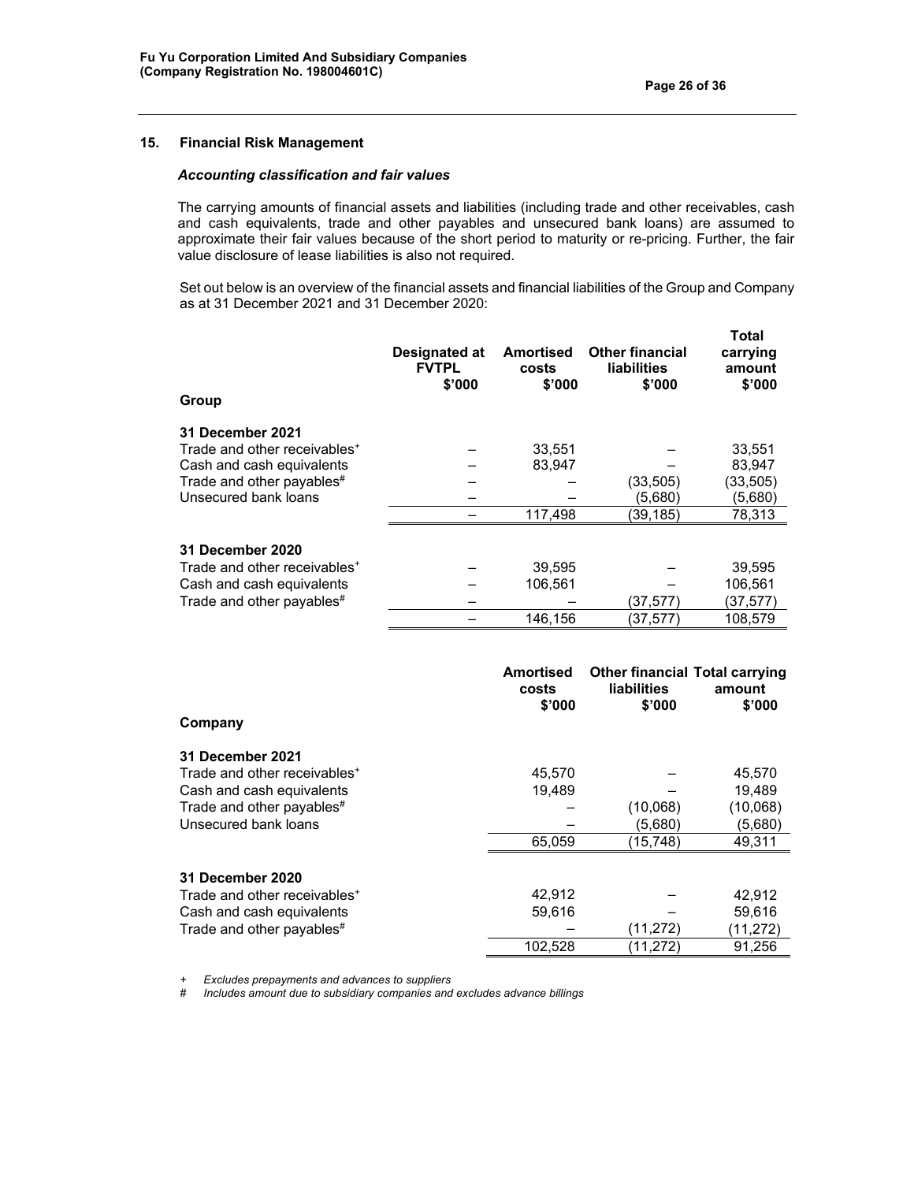## 15. Financial Risk Management

### *Accounting classification and fair values*

The carrying amounts of financial assets and liabilities (including trade and other receivables, cash and cash equivalents, trade and other payables and unsecured bank loans) are assumed to approximate their fair values because of the short period to maturity or re-pricing. Further, the fair value disclosure of lease liabilities is also not required.

Set out below is an overview of the financial assets and financial liabilities of the Group and Company as at 31 December 2021 and 31 December 2020:

| Group | Designated at FVTPL $'000 | Amortised costs $'000 | Other financial liabilities $'000 | Total carrying amount $'000 |
|---|---|---|---|---|
| **31 December 2021** | | | | |
| Trade and other receivables+ | – | 33,551 | – | 33,551 |
| Cash and cash equivalents | – | 83,947 | – | 83,947 |
| Trade and other payables# | – | – | (33,505) | (33,505) |
| Unsecured bank loans | – | – | (5,680) | (5,680) |
| | – | 117,498 | (39,185) | 78,313 |
| **31 December 2020** | | | | |
| Trade and other receivables+ | – | 39,595 | – | 39,595 |
| Cash and cash equivalents | – | 106,561 | – | 106,561 |
| Trade and other payables# | – | – | (37,577) | (37,577) |
| | – | 146,156 | (37,577) | 108,579 |

| Company | Amortised costs $'000 | Other financial liabilities $'000 | Total carrying amount $'000 |
|---|---|---|---|
| **31 December 2021** | | | |
| Trade and other receivables+ | 45,570 | – | 45,570 |
| Cash and cash equivalents | 19,489 | – | 19,489 |
| Trade and other payables# | – | (10,068) | (10,068) |
| Unsecured bank loans | – | (5,680) | (5,680) |
| | 65,059 | (15,748) | 49,311 |
| **31 December 2020** | | | |
| Trade and other receivables+ | 42,912 | – | 42,912 |
| Cash and cash equivalents | 59,616 | – | 59,616 |
| Trade and other payables# | – | (11,272) | (11,272) |
| | 102,528 | (11,272) | 91,256 |

\+ *Excludes prepayments and advances to suppliers*
\# *Includes amount due to subsidiary companies and excludes advance billings*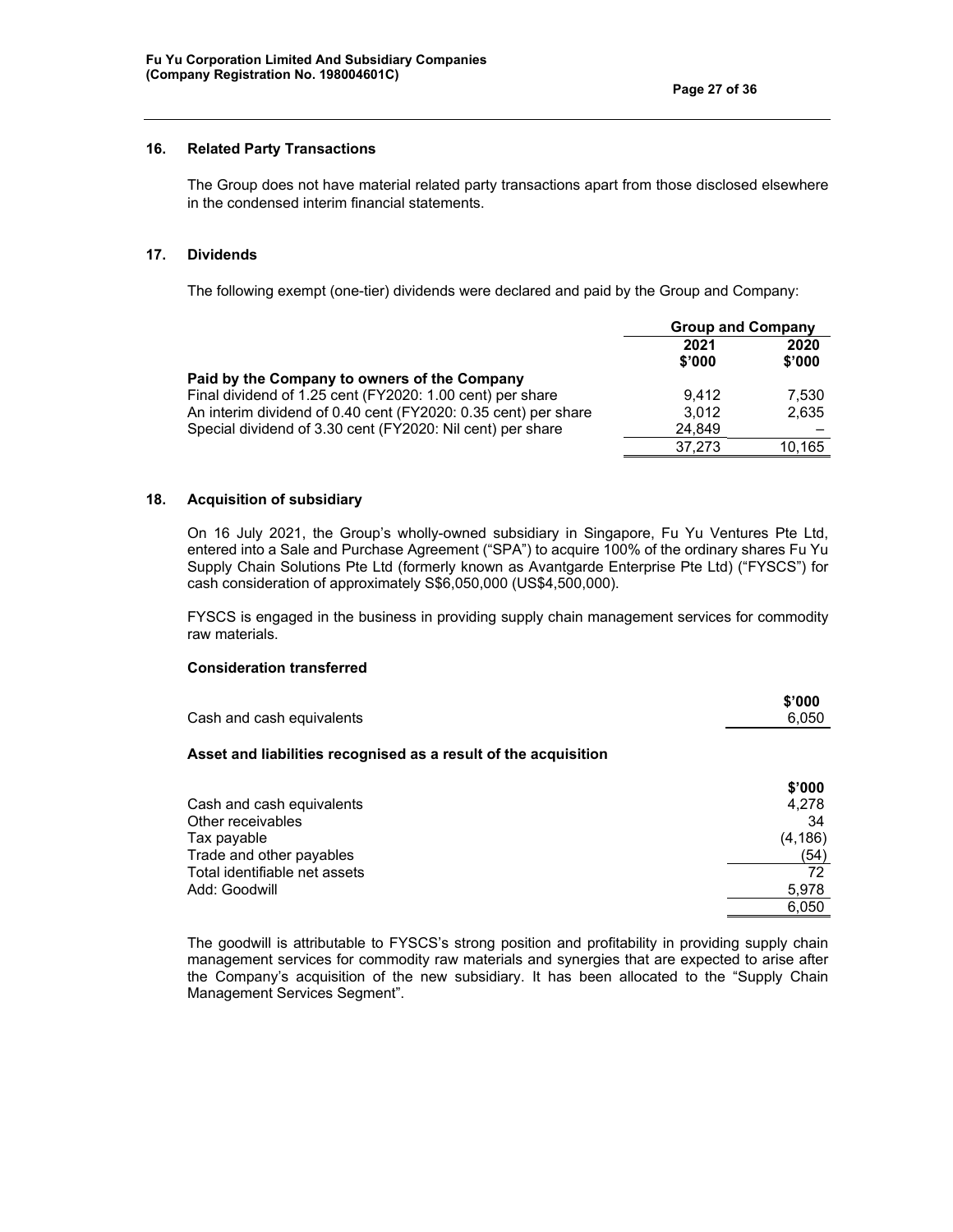## 16. Related Party Transactions

The Group does not have material related party transactions apart from those disclosed elsewhere in the condensed interim financial statements.

## 17. Dividends

The following exempt (one-tier) dividends were declared and paid by the Group and Company:

| | Group and Company | |
|---|---|---|
| | 2021<br>\$'000 | 2020<br>\$'000 |
| **Paid by the Company to owners of the Company** | | |
| Final dividend of 1.25 cent (FY2020: 1.00 cent) per share | 9,412 | 7,530 |
| An interim dividend of 0.40 cent (FY2020: 0.35 cent) per share | 3,012 | 2,635 |
| Special dividend of 3.30 cent (FY2020: Nil cent) per share | 24,849 | – |
| | 37,273 | 10,165 |

## 18. Acquisition of subsidiary

On 16 July 2021, the Group's wholly-owned subsidiary in Singapore, Fu Yu Ventures Pte Ltd, entered into a Sale and Purchase Agreement ("SPA") to acquire 100% of the ordinary shares Fu Yu Supply Chain Solutions Pte Ltd (formerly known as Avantgarde Enterprise Pte Ltd) ("FYSCS") for cash consideration of approximately S\$6,050,000 (US\$4,500,000).

FYSCS is engaged in the business in providing supply chain management services for commodity raw materials.

**Consideration transferred**

| | \$'000 |
|---|---|
| Cash and cash equivalents | 6,050 |

**Asset and liabilities recognised as a result of the acquisition**

| | \$'000 |
|---|---|
| Cash and cash equivalents | 4,278 |
| Other receivables | 34 |
| Tax payable | (4,186) |
| Trade and other payables | (54) |
| Total identifiable net assets | 72 |
| Add: Goodwill | 5,978 |
| | 6,050 |

The goodwill is attributable to FYSCS's strong position and profitability in providing supply chain management services for commodity raw materials and synergies that are expected to arise after the Company's acquisition of the new subsidiary. It has been allocated to the "Supply Chain Management Services Segment".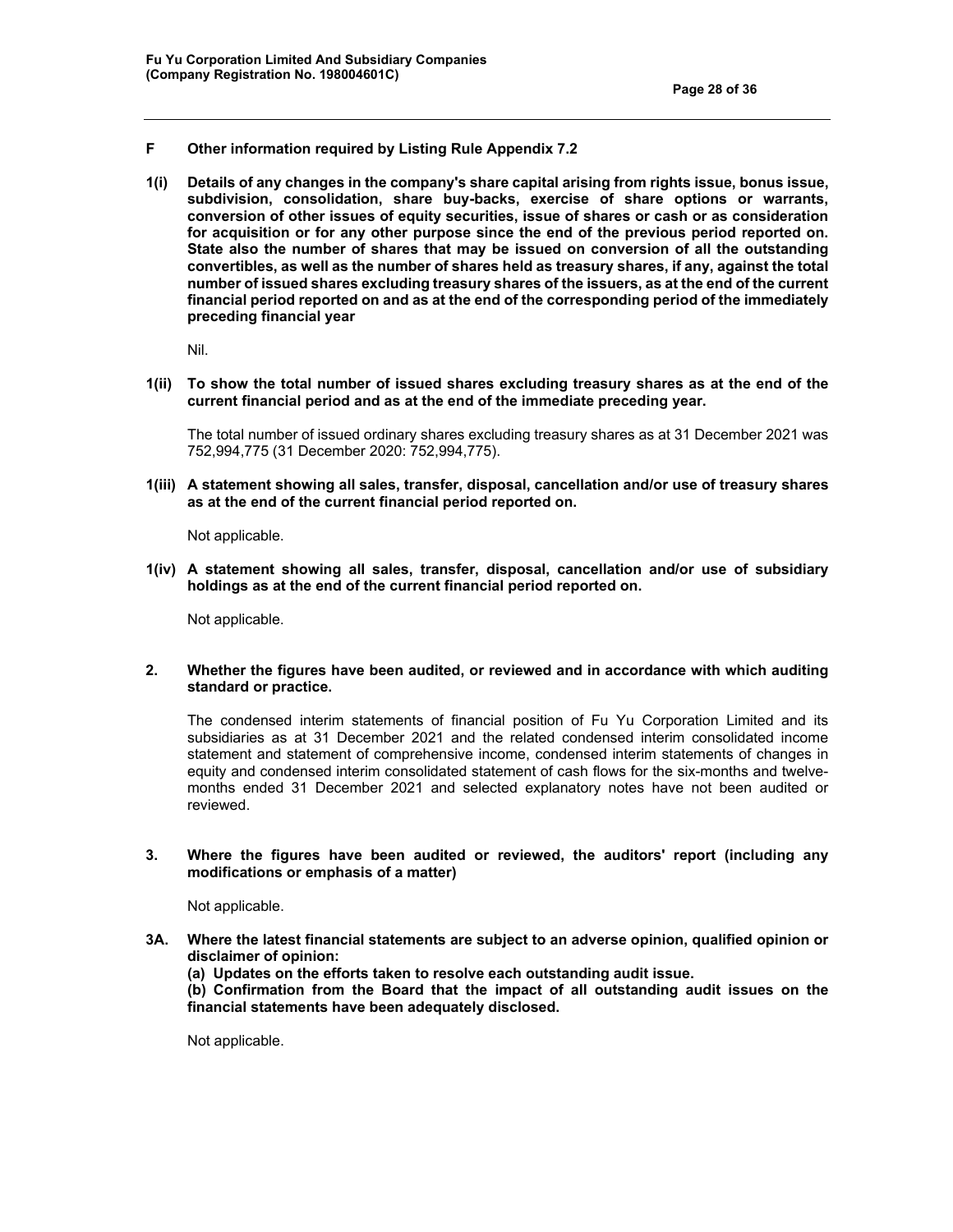## F Other information required by Listing Rule Appendix 7.2

**1(i) Details of any changes in the company's share capital arising from rights issue, bonus issue, subdivision, consolidation, share buy-backs, exercise of share options or warrants, conversion of other issues of equity securities, issue of shares or cash or as consideration for acquisition or for any other purpose since the end of the previous period reported on. State also the number of shares that may be issued on conversion of all the outstanding convertibles, as well as the number of shares held as treasury shares, if any, against the total number of issued shares excluding treasury shares of the issuers, as at the end of the current financial period reported on and as at the end of the corresponding period of the immediately preceding financial year**

Nil.

**1(ii) To show the total number of issued shares excluding treasury shares as at the end of the current financial period and as at the end of the immediate preceding year.**

The total number of issued ordinary shares excluding treasury shares as at 31 December 2021 was 752,994,775 (31 December 2020: 752,994,775).

**1(iii) A statement showing all sales, transfer, disposal, cancellation and/or use of treasury shares as at the end of the current financial period reported on.**

Not applicable.

**1(iv) A statement showing all sales, transfer, disposal, cancellation and/or use of subsidiary holdings as at the end of the current financial period reported on.**

Not applicable.

**2. Whether the figures have been audited, or reviewed and in accordance with which auditing standard or practice.**

The condensed interim statements of financial position of Fu Yu Corporation Limited and its subsidiaries as at 31 December 2021 and the related condensed interim consolidated income statement and statement of comprehensive income, condensed interim statements of changes in equity and condensed interim consolidated statement of cash flows for the six-months and twelve-months ended 31 December 2021 and selected explanatory notes have not been audited or reviewed.

**3. Where the figures have been audited or reviewed, the auditors' report (including any modifications or emphasis of a matter)**

Not applicable.

**3A. Where the latest financial statements are subject to an adverse opinion, qualified opinion or disclaimer of opinion:**
**(a) Updates on the efforts taken to resolve each outstanding audit issue.**
**(b) Confirmation from the Board that the impact of all outstanding audit issues on the financial statements have been adequately disclosed.**

Not applicable.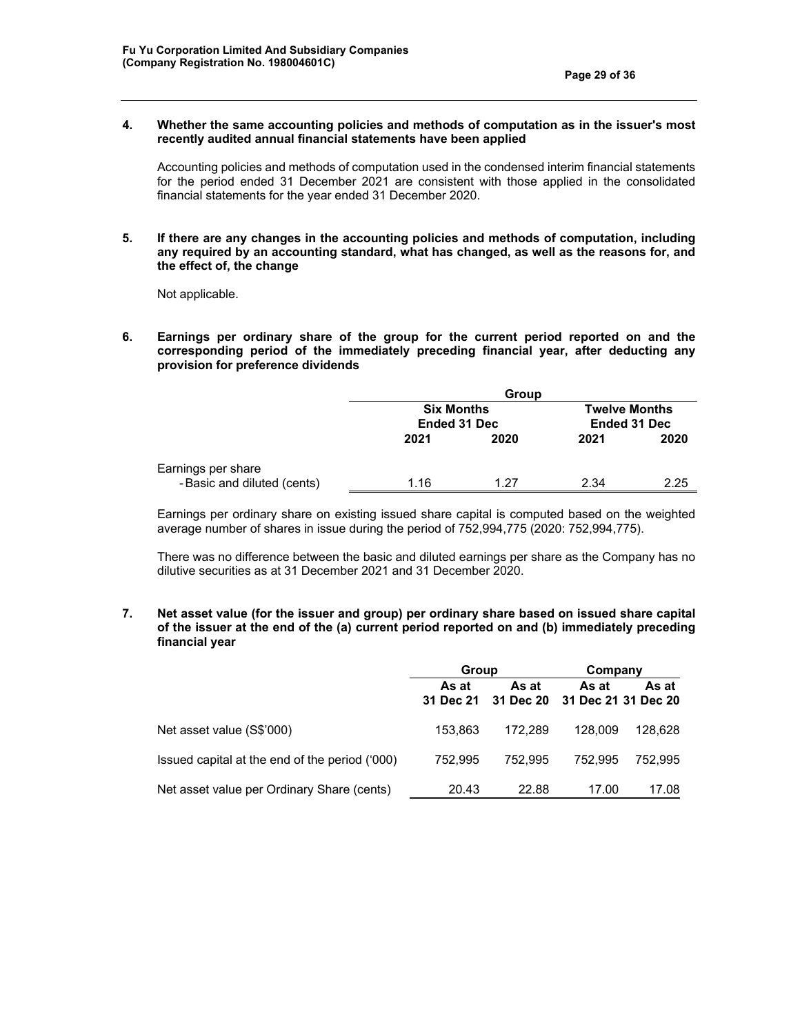**4. Whether the same accounting policies and methods of computation as in the issuer's most recently audited annual financial statements have been applied**

Accounting policies and methods of computation used in the condensed interim financial statements for the period ended 31 December 2021 are consistent with those applied in the consolidated financial statements for the year ended 31 December 2020.

**5. If there are any changes in the accounting policies and methods of computation, including any required by an accounting standard, what has changed, as well as the reasons for, and the effect of, the change**

Not applicable.

**6. Earnings per ordinary share of the group for the current period reported on and the corresponding period of the immediately preceding financial year, after deducting any provision for preference dividends**

| | Group | | | |
|---|---|---|---|---|
| | Six Months Ended 31 Dec | | Twelve Months Ended 31 Dec | |
| | 2021 | 2020 | 2021 | 2020 |
| Earnings per share | | | | |
| - Basic and diluted (cents) | 1.16 | 1.27 | 2.34 | 2.25 |

Earnings per ordinary share on existing issued share capital is computed based on the weighted average number of shares in issue during the period of 752,994,775 (2020: 752,994,775).

There was no difference between the basic and diluted earnings per share as the Company has no dilutive securities as at 31 December 2021 and 31 December 2020.

**7. Net asset value (for the issuer and group) per ordinary share based on issued share capital of the issuer at the end of the (a) current period reported on and (b) immediately preceding financial year**

| | Group | | Company | |
|---|---|---|---|---|
| | As at 31 Dec 21 | As at 31 Dec 20 | As at 31 Dec 21 | As at 31 Dec 20 |
| Net asset value (S$'000) | 153,863 | 172,289 | 128,009 | 128,628 |
| Issued capital at the end of the period ('000) | 752,995 | 752,995 | 752,995 | 752,995 |
| Net asset value per Ordinary Share (cents) | 20.43 | 22.88 | 17.00 | 17.08 |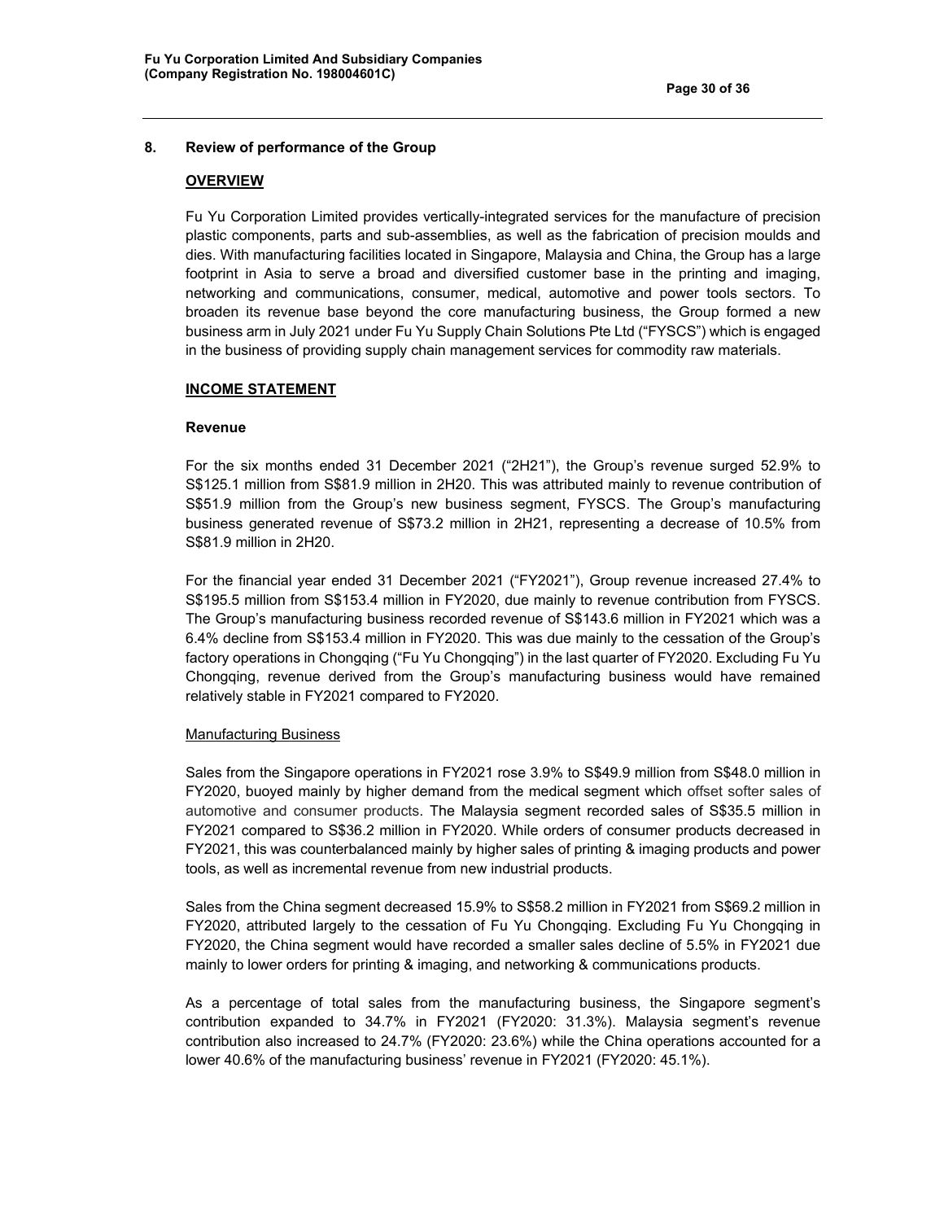## 8. Review of performance of the Group

### OVERVIEW

Fu Yu Corporation Limited provides vertically-integrated services for the manufacture of precision plastic components, parts and sub-assemblies, as well as the fabrication of precision moulds and dies. With manufacturing facilities located in Singapore, Malaysia and China, the Group has a large footprint in Asia to serve a broad and diversified customer base in the printing and imaging, networking and communications, consumer, medical, automotive and power tools sectors. To broaden its revenue base beyond the core manufacturing business, the Group formed a new business arm in July 2021 under Fu Yu Supply Chain Solutions Pte Ltd ("FYSCS") which is engaged in the business of providing supply chain management services for commodity raw materials.

### INCOME STATEMENT

#### Revenue

For the six months ended 31 December 2021 ("2H21"), the Group's revenue surged 52.9% to S$125.1 million from S$81.9 million in 2H20. This was attributed mainly to revenue contribution of S$51.9 million from the Group's new business segment, FYSCS. The Group's manufacturing business generated revenue of S$73.2 million in 2H21, representing a decrease of 10.5% from S$81.9 million in 2H20.

For the financial year ended 31 December 2021 ("FY2021"), Group revenue increased 27.4% to S$195.5 million from S$153.4 million in FY2020, due mainly to revenue contribution from FYSCS. The Group's manufacturing business recorded revenue of S$143.6 million in FY2021 which was a 6.4% decline from S$153.4 million in FY2020. This was due mainly to the cessation of the Group's factory operations in Chongqing ("Fu Yu Chongqing") in the last quarter of FY2020. Excluding Fu Yu Chongqing, revenue derived from the Group's manufacturing business would have remained relatively stable in FY2021 compared to FY2020.

Manufacturing Business

Sales from the Singapore operations in FY2021 rose 3.9% to S$49.9 million from S$48.0 million in FY2020, buoyed mainly by higher demand from the medical segment which offset softer sales of automotive and consumer products. The Malaysia segment recorded sales of S$35.5 million in FY2021 compared to S$36.2 million in FY2020. While orders of consumer products decreased in FY2021, this was counterbalanced mainly by higher sales of printing & imaging products and power tools, as well as incremental revenue from new industrial products.

Sales from the China segment decreased 15.9% to S$58.2 million in FY2021 from S$69.2 million in FY2020, attributed largely to the cessation of Fu Yu Chongqing. Excluding Fu Yu Chongqing in FY2020, the China segment would have recorded a smaller sales decline of 5.5% in FY2021 due mainly to lower orders for printing & imaging, and networking & communications products.

As a percentage of total sales from the manufacturing business, the Singapore segment's contribution expanded to 34.7% in FY2021 (FY2020: 31.3%). Malaysia segment's revenue contribution also increased to 24.7% (FY2020: 23.6%) while the China operations accounted for a lower 40.6% of the manufacturing business' revenue in FY2021 (FY2020: 45.1%).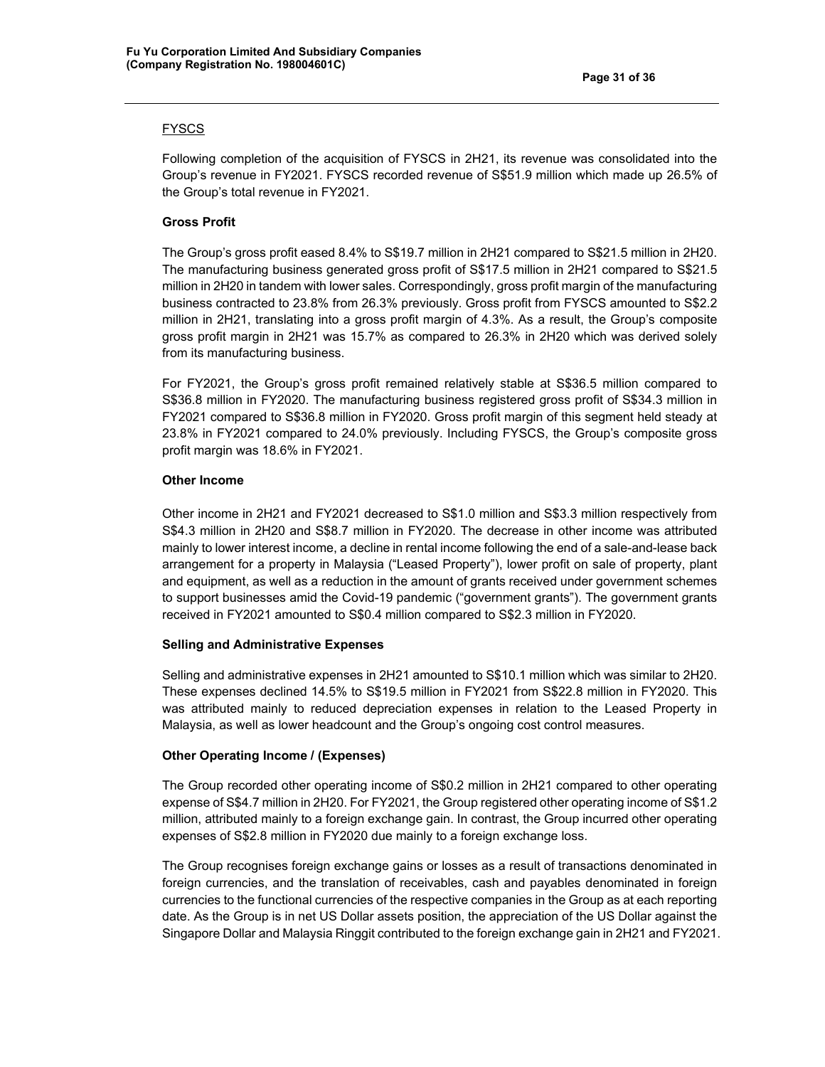<u>FYSCS</u>

Following completion of the acquisition of FYSCS in 2H21, its revenue was consolidated into the Group's revenue in FY2021. FYSCS recorded revenue of S$51.9 million which made up 26.5% of the Group's total revenue in FY2021.

**Gross Profit**

The Group's gross profit eased 8.4% to S$19.7 million in 2H21 compared to S$21.5 million in 2H20. The manufacturing business generated gross profit of S$17.5 million in 2H21 compared to S$21.5 million in 2H20 in tandem with lower sales. Correspondingly, gross profit margin of the manufacturing business contracted to 23.8% from 26.3% previously. Gross profit from FYSCS amounted to S$2.2 million in 2H21, translating into a gross profit margin of 4.3%. As a result, the Group's composite gross profit margin in 2H21 was 15.7% as compared to 26.3% in 2H20 which was derived solely from its manufacturing business.

For FY2021, the Group's gross profit remained relatively stable at S$36.5 million compared to S$36.8 million in FY2020. The manufacturing business registered gross profit of S$34.3 million in FY2021 compared to S$36.8 million in FY2020. Gross profit margin of this segment held steady at 23.8% in FY2021 compared to 24.0% previously. Including FYSCS, the Group's composite gross profit margin was 18.6% in FY2021.

**Other Income**

Other income in 2H21 and FY2021 decreased to S$1.0 million and S$3.3 million respectively from S$4.3 million in 2H20 and S$8.7 million in FY2020. The decrease in other income was attributed mainly to lower interest income, a decline in rental income following the end of a sale-and-lease back arrangement for a property in Malaysia ("Leased Property"), lower profit on sale of property, plant and equipment, as well as a reduction in the amount of grants received under government schemes to support businesses amid the Covid-19 pandemic ("government grants"). The government grants received in FY2021 amounted to S$0.4 million compared to S$2.3 million in FY2020.

**Selling and Administrative Expenses**

Selling and administrative expenses in 2H21 amounted to S$10.1 million which was similar to 2H20. These expenses declined 14.5% to S$19.5 million in FY2021 from S$22.8 million in FY2020. This was attributed mainly to reduced depreciation expenses in relation to the Leased Property in Malaysia, as well as lower headcount and the Group's ongoing cost control measures.

**Other Operating Income / (Expenses)**

The Group recorded other operating income of S$0.2 million in 2H21 compared to other operating expense of S$4.7 million in 2H20. For FY2021, the Group registered other operating income of S$1.2 million, attributed mainly to a foreign exchange gain. In contrast, the Group incurred other operating expenses of S$2.8 million in FY2020 due mainly to a foreign exchange loss.

The Group recognises foreign exchange gains or losses as a result of transactions denominated in foreign currencies, and the translation of receivables, cash and payables denominated in foreign currencies to the functional currencies of the respective companies in the Group as at each reporting date. As the Group is in net US Dollar assets position, the appreciation of the US Dollar against the Singapore Dollar and Malaysia Ringgit contributed to the foreign exchange gain in 2H21 and FY2021.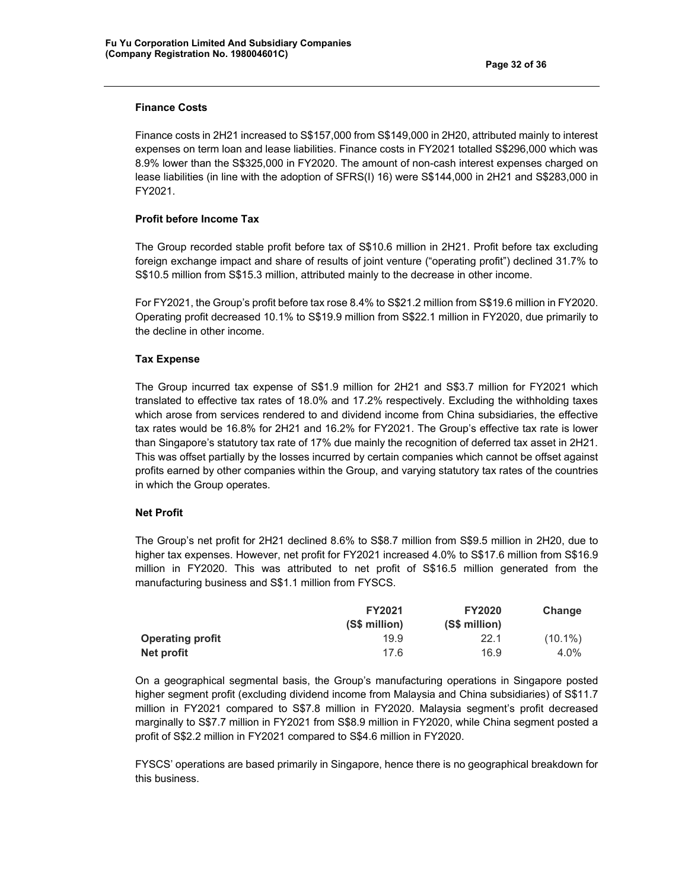### Finance Costs

Finance costs in 2H21 increased to S$157,000 from S$149,000 in 2H20, attributed mainly to interest expenses on term loan and lease liabilities. Finance costs in FY2021 totalled S$296,000 which was 8.9% lower than the S$325,000 in FY2020. The amount of non-cash interest expenses charged on lease liabilities (in line with the adoption of SFRS(I) 16) were S$144,000 in 2H21 and S$283,000 in FY2021.

### Profit before Income Tax

The Group recorded stable profit before tax of S$10.6 million in 2H21. Profit before tax excluding foreign exchange impact and share of results of joint venture ("operating profit") declined 31.7% to S$10.5 million from S$15.3 million, attributed mainly to the decrease in other income.

For FY2021, the Group's profit before tax rose 8.4% to S$21.2 million from S$19.6 million in FY2020. Operating profit decreased 10.1% to S$19.9 million from S$22.1 million in FY2020, due primarily to the decline in other income.

### Tax Expense

The Group incurred tax expense of S$1.9 million for 2H21 and S$3.7 million for FY2021 which translated to effective tax rates of 18.0% and 17.2% respectively. Excluding the withholding taxes which arose from services rendered to and dividend income from China subsidiaries, the effective tax rates would be 16.8% for 2H21 and 16.2% for FY2021. The Group's effective tax rate is lower than Singapore's statutory tax rate of 17% due mainly the recognition of deferred tax asset in 2H21. This was offset partially by the losses incurred by certain companies which cannot be offset against profits earned by other companies within the Group, and varying statutory tax rates of the countries in which the Group operates.

### Net Profit

The Group's net profit for 2H21 declined 8.6% to S$8.7 million from S$9.5 million in 2H20, due to higher tax expenses. However, net profit for FY2021 increased 4.0% to S$17.6 million from S$16.9 million in FY2020. This was attributed to net profit of S$16.5 million generated from the manufacturing business and S$1.1 million from FYSCS.

| | FY2021 (S$ million) | FY2020 (S$ million) | Change |
|---|---|---|---|
| **Operating profit** | 19.9 | 22.1 | (10.1%) |
| **Net profit** | 17.6 | 16.9 | 4.0% |

On a geographical segmental basis, the Group's manufacturing operations in Singapore posted higher segment profit (excluding dividend income from Malaysia and China subsidiaries) of S$11.7 million in FY2021 compared to S$7.8 million in FY2020. Malaysia segment's profit decreased marginally to S$7.7 million in FY2021 from S$8.9 million in FY2020, while China segment posted a profit of S$2.2 million in FY2021 compared to S$4.6 million in FY2020.

FYSCS' operations are based primarily in Singapore, hence there is no geographical breakdown for this business.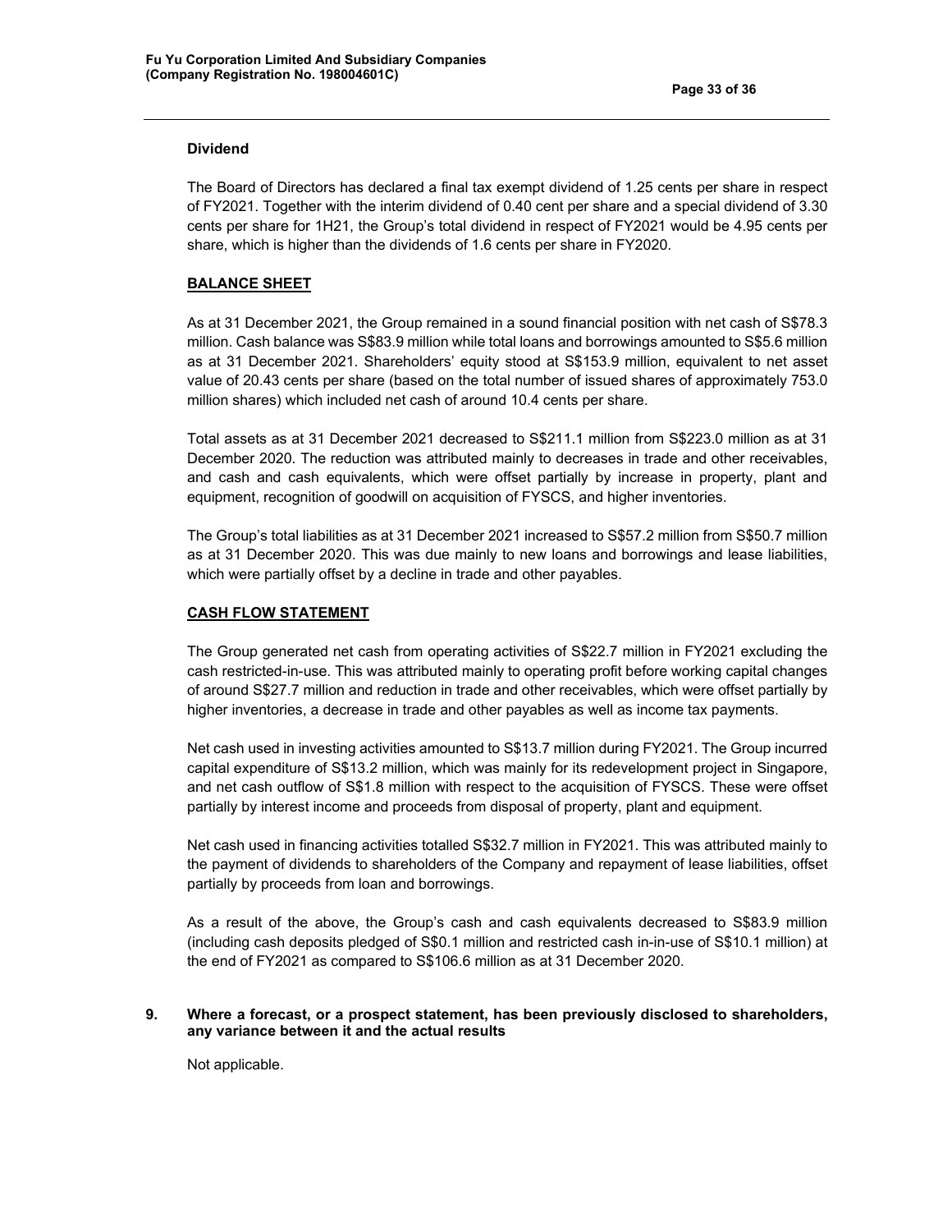**Dividend**

The Board of Directors has declared a final tax exempt dividend of 1.25 cents per share in respect of FY2021. Together with the interim dividend of 0.40 cent per share and a special dividend of 3.30 cents per share for 1H21, the Group's total dividend in respect of FY2021 would be 4.95 cents per share, which is higher than the dividends of 1.6 cents per share in FY2020.

**BALANCE SHEET**

As at 31 December 2021, the Group remained in a sound financial position with net cash of S$78.3 million. Cash balance was S$83.9 million while total loans and borrowings amounted to S$5.6 million as at 31 December 2021. Shareholders' equity stood at S$153.9 million, equivalent to net asset value of 20.43 cents per share (based on the total number of issued shares of approximately 753.0 million shares) which included net cash of around 10.4 cents per share.

Total assets as at 31 December 2021 decreased to S$211.1 million from S$223.0 million as at 31 December 2020. The reduction was attributed mainly to decreases in trade and other receivables, and cash and cash equivalents, which were offset partially by increase in property, plant and equipment, recognition of goodwill on acquisition of FYSCS, and higher inventories.

The Group's total liabilities as at 31 December 2021 increased to S$57.2 million from S$50.7 million as at 31 December 2020. This was due mainly to new loans and borrowings and lease liabilities, which were partially offset by a decline in trade and other payables.

**CASH FLOW STATEMENT**

The Group generated net cash from operating activities of S$22.7 million in FY2021 excluding the cash restricted-in-use. This was attributed mainly to operating profit before working capital changes of around S$27.7 million and reduction in trade and other receivables, which were offset partially by higher inventories, a decrease in trade and other payables as well as income tax payments.

Net cash used in investing activities amounted to S$13.7 million during FY2021. The Group incurred capital expenditure of S$13.2 million, which was mainly for its redevelopment project in Singapore, and net cash outflow of S$1.8 million with respect to the acquisition of FYSCS. These were offset partially by interest income and proceeds from disposal of property, plant and equipment.

Net cash used in financing activities totalled S$32.7 million in FY2021. This was attributed mainly to the payment of dividends to shareholders of the Company and repayment of lease liabilities, offset partially by proceeds from loan and borrowings.

As a result of the above, the Group's cash and cash equivalents decreased to S$83.9 million (including cash deposits pledged of S$0.1 million and restricted cash in-in-use of S$10.1 million) at the end of FY2021 as compared to S$106.6 million as at 31 December 2020.

**9. Where a forecast, or a prospect statement, has been previously disclosed to shareholders, any variance between it and the actual results**

Not applicable.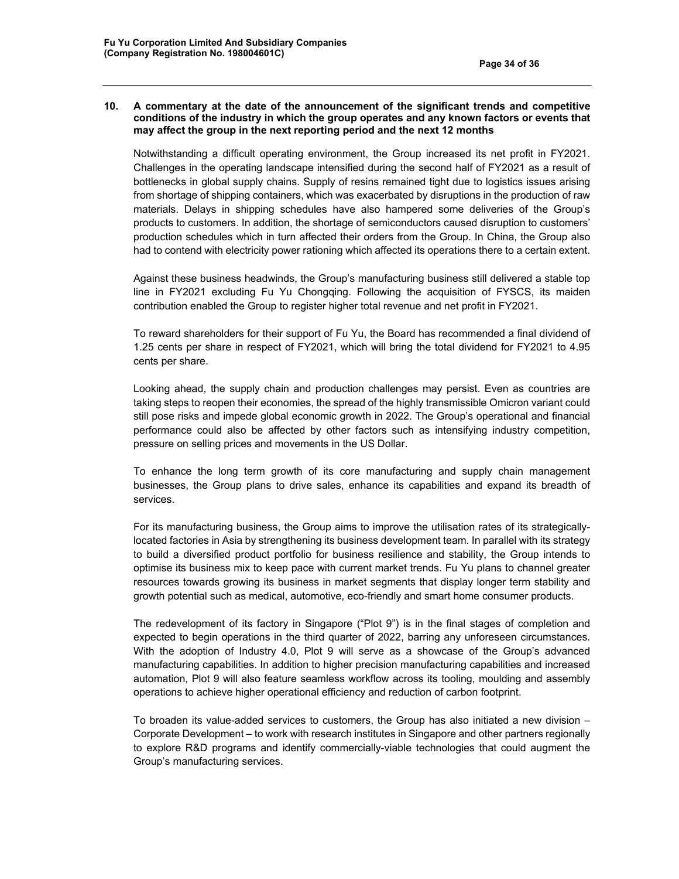**10. A commentary at the date of the announcement of the significant trends and competitive conditions of the industry in which the group operates and any known factors or events that may affect the group in the next reporting period and the next 12 months**

Notwithstanding a difficult operating environment, the Group increased its net profit in FY2021. Challenges in the operating landscape intensified during the second half of FY2021 as a result of bottlenecks in global supply chains. Supply of resins remained tight due to logistics issues arising from shortage of shipping containers, which was exacerbated by disruptions in the production of raw materials. Delays in shipping schedules have also hampered some deliveries of the Group's products to customers. In addition, the shortage of semiconductors caused disruption to customers' production schedules which in turn affected their orders from the Group. In China, the Group also had to contend with electricity power rationing which affected its operations there to a certain extent.

Against these business headwinds, the Group's manufacturing business still delivered a stable top line in FY2021 excluding Fu Yu Chongqing. Following the acquisition of FYSCS, its maiden contribution enabled the Group to register higher total revenue and net profit in FY2021.

To reward shareholders for their support of Fu Yu, the Board has recommended a final dividend of 1.25 cents per share in respect of FY2021, which will bring the total dividend for FY2021 to 4.95 cents per share.

Looking ahead, the supply chain and production challenges may persist. Even as countries are taking steps to reopen their economies, the spread of the highly transmissible Omicron variant could still pose risks and impede global economic growth in 2022. The Group's operational and financial performance could also be affected by other factors such as intensifying industry competition, pressure on selling prices and movements in the US Dollar.

To enhance the long term growth of its core manufacturing and supply chain management businesses, the Group plans to drive sales, enhance its capabilities and expand its breadth of services.

For its manufacturing business, the Group aims to improve the utilisation rates of its strategically-located factories in Asia by strengthening its business development team. In parallel with its strategy to build a diversified product portfolio for business resilience and stability, the Group intends to optimise its business mix to keep pace with current market trends. Fu Yu plans to channel greater resources towards growing its business in market segments that display longer term stability and growth potential such as medical, automotive, eco-friendly and smart home consumer products.

The redevelopment of its factory in Singapore ("Plot 9") is in the final stages of completion and expected to begin operations in the third quarter of 2022, barring any unforeseen circumstances. With the adoption of Industry 4.0, Plot 9 will serve as a showcase of the Group's advanced manufacturing capabilities. In addition to higher precision manufacturing capabilities and increased automation, Plot 9 will also feature seamless workflow across its tooling, moulding and assembly operations to achieve higher operational efficiency and reduction of carbon footprint.

To broaden its value-added services to customers, the Group has also initiated a new division – Corporate Development – to work with research institutes in Singapore and other partners regionally to explore R&D programs and identify commercially-viable technologies that could augment the Group's manufacturing services.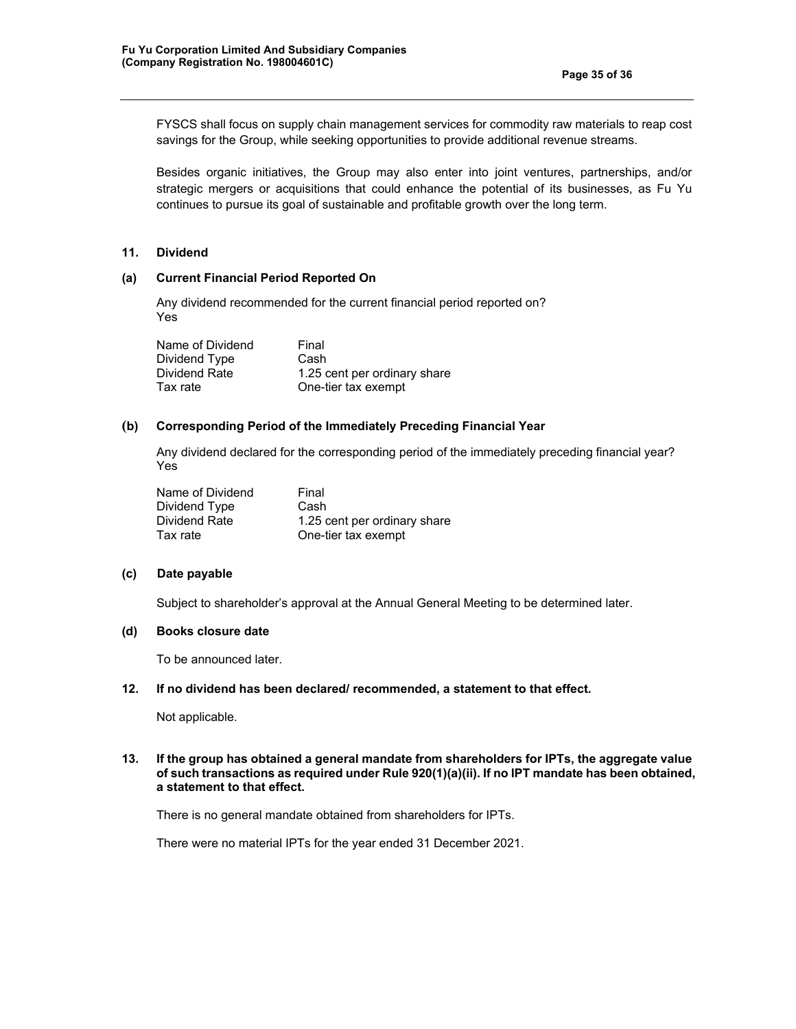FYSCS shall focus on supply chain management services for commodity raw materials to reap cost savings for the Group, while seeking opportunities to provide additional revenue streams.

Besides organic initiatives, the Group may also enter into joint ventures, partnerships, and/or strategic mergers or acquisitions that could enhance the potential of its businesses, as Fu Yu continues to pursue its goal of sustainable and profitable growth over the long term.

## 11. Dividend

### (a) Current Financial Period Reported On

Any dividend recommended for the current financial period reported on?
Yes

| | |
|---|---|
| Name of Dividend | Final |
| Dividend Type | Cash |
| Dividend Rate | 1.25 cent per ordinary share |
| Tax rate | One-tier tax exempt |

### (b) Corresponding Period of the Immediately Preceding Financial Year

Any dividend declared for the corresponding period of the immediately preceding financial year?
Yes

| | |
|---|---|
| Name of Dividend | Final |
| Dividend Type | Cash |
| Dividend Rate | 1.25 cent per ordinary share |
| Tax rate | One-tier tax exempt |

### (c) Date payable

Subject to shareholder's approval at the Annual General Meeting to be determined later.

### (d) Books closure date

To be announced later.

## 12. If no dividend has been declared/ recommended, a statement to that effect.

Not applicable.

## 13. If the group has obtained a general mandate from shareholders for IPTs, the aggregate value of such transactions as required under Rule 920(1)(a)(ii). If no IPT mandate has been obtained, a statement to that effect.

There is no general mandate obtained from shareholders for IPTs.

There were no material IPTs for the year ended 31 December 2021.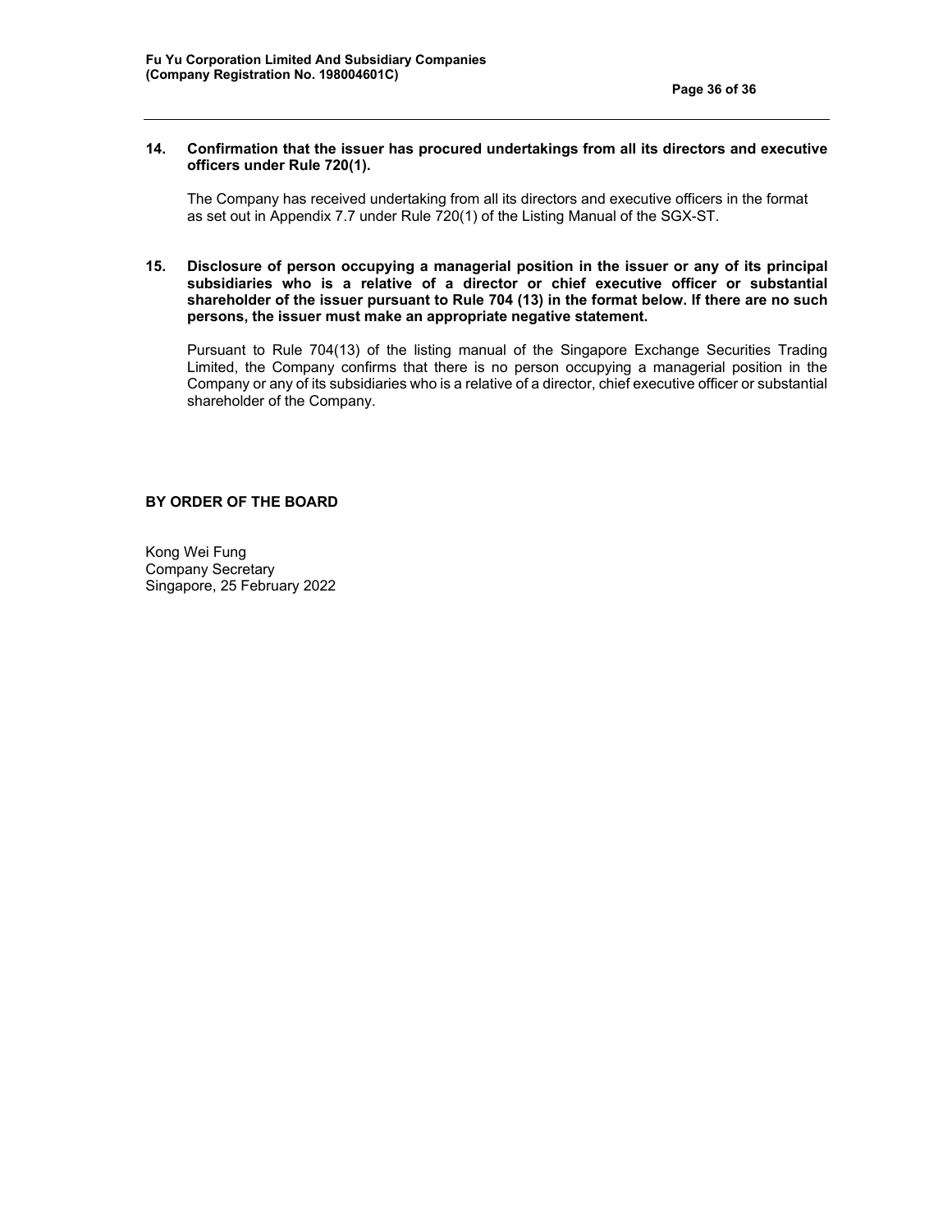**14. Confirmation that the issuer has procured undertakings from all its directors and executive officers under Rule 720(1).**

The Company has received undertaking from all its directors and executive officers in the format as set out in Appendix 7.7 under Rule 720(1) of the Listing Manual of the SGX-ST.

**15. Disclosure of person occupying a managerial position in the issuer or any of its principal subsidiaries who is a relative of a director or chief executive officer or substantial shareholder of the issuer pursuant to Rule 704 (13) in the format below. If there are no such persons, the issuer must make an appropriate negative statement.**

Pursuant to Rule 704(13) of the listing manual of the Singapore Exchange Securities Trading Limited, the Company confirms that there is no person occupying a managerial position in the Company or any of its subsidiaries who is a relative of a director, chief executive officer or substantial shareholder of the Company.

**BY ORDER OF THE BOARD**

Kong Wei Fung
Company Secretary
Singapore, 25 February 2022